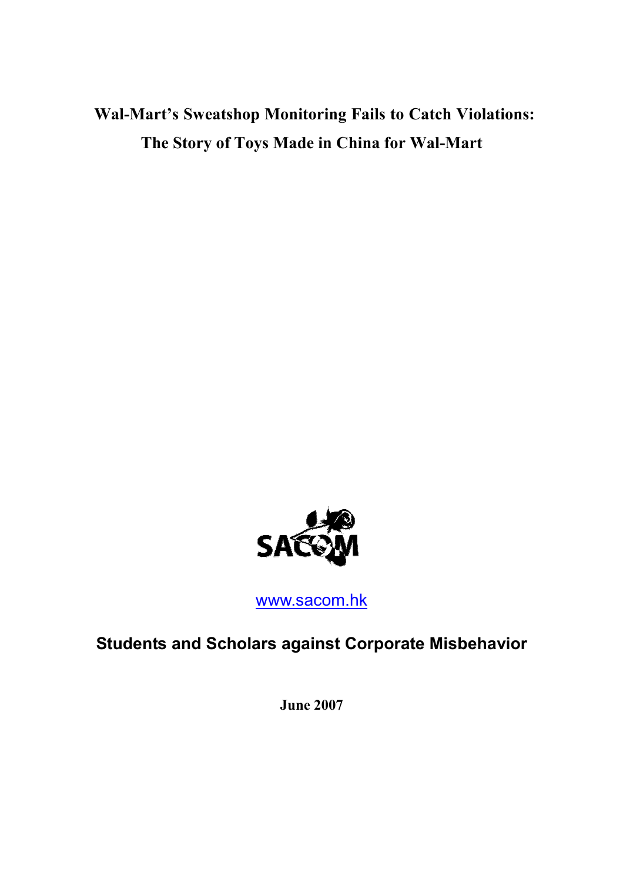# Wal-Mart's Sweatshop Monitoring Fails to Catch Violations:
# The Story of Toys Made in China for Wal-Mart

SACOM

www.sacom.hk

**Students and Scholars against Corporate Misbehavior**

**June 2007**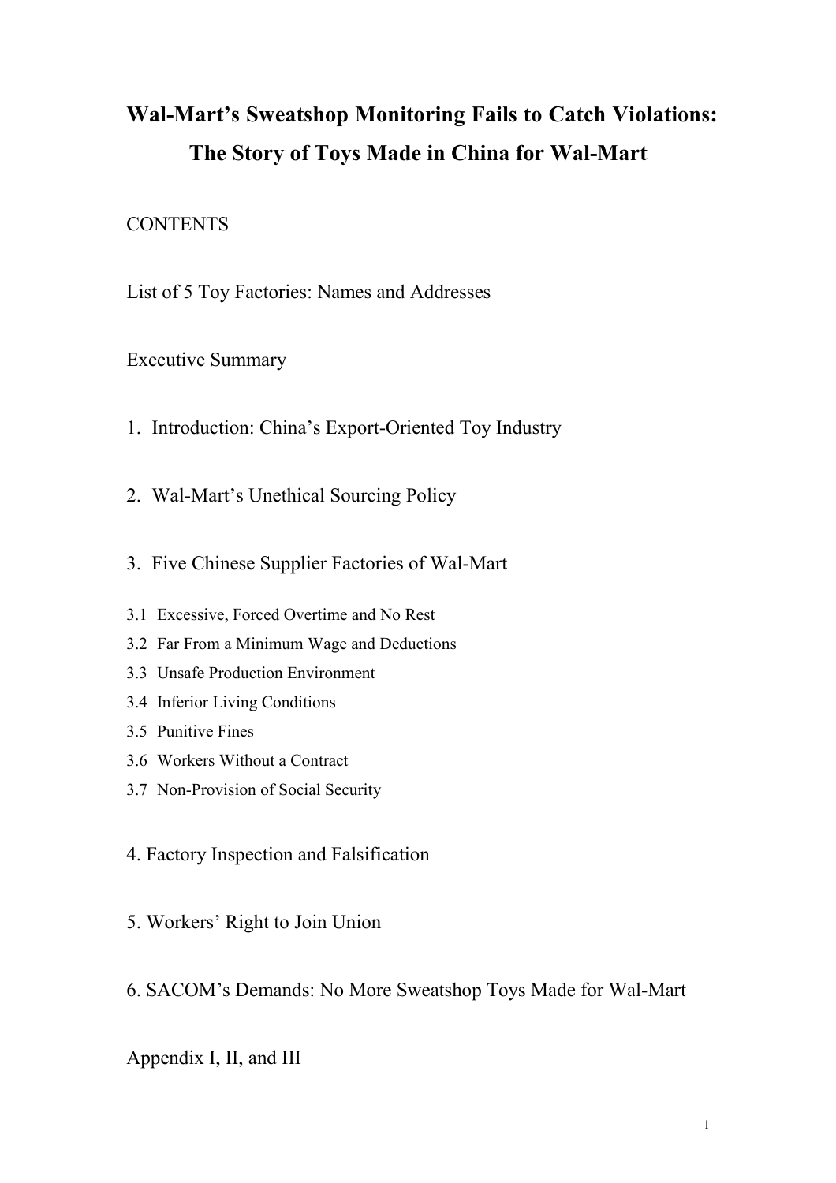# Wal-Mart's Sweatshop Monitoring Fails to Catch Violations: The Story of Toys Made in China for Wal-Mart

CONTENTS

List of 5 Toy Factories: Names and Addresses

Executive Summary

1. Introduction: China's Export-Oriented Toy Industry

2. Wal-Mart's Unethical Sourcing Policy

3. Five Chinese Supplier Factories of Wal-Mart

3.1 Excessive, Forced Overtime and No Rest
3.2 Far From a Minimum Wage and Deductions
3.3 Unsafe Production Environment
3.4 Inferior Living Conditions
3.5 Punitive Fines
3.6 Workers Without a Contract
3.7 Non-Provision of Social Security

4. Factory Inspection and Falsification

5. Workers' Right to Join Union

6. SACOM's Demands: No More Sweatshop Toys Made for Wal-Mart

Appendix I, II, and III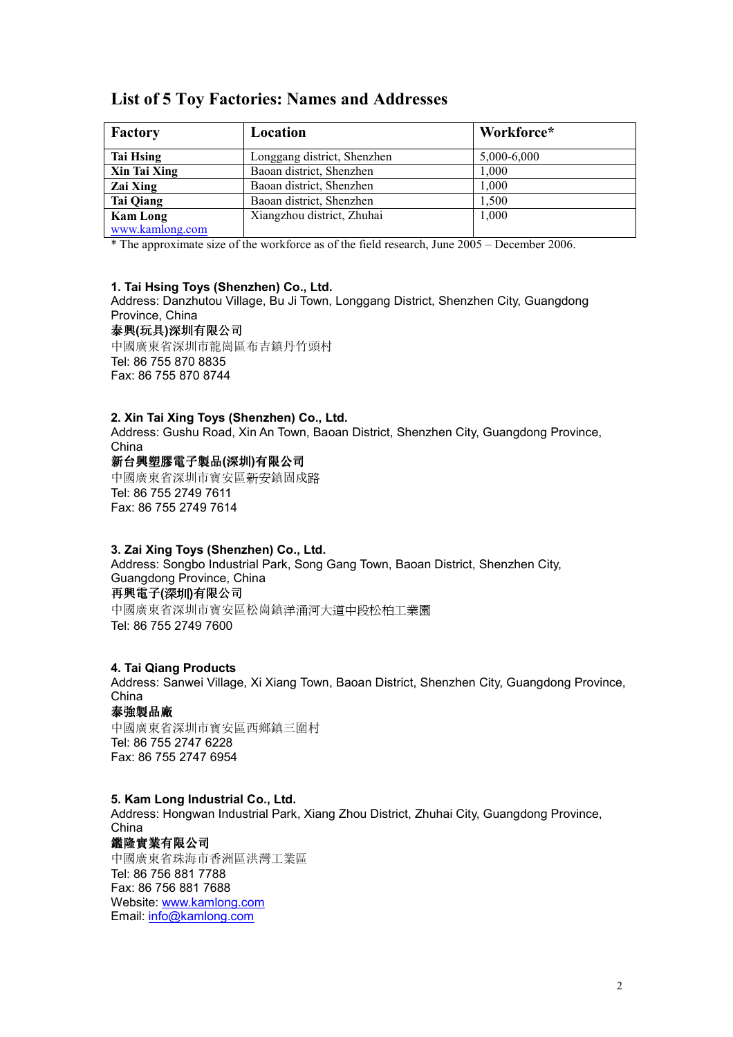## List of 5 Toy Factories: Names and Addresses

| Factory | Location | Workforce* |
|---|---|---|
| **Tai Hsing** | Longgang district, Shenzhen | 5,000-6,000 |
| **Xin Tai Xing** | Baoan district, Shenzhen | 1,000 |
| **Zai Xing** | Baoan district, Shenzhen | 1,000 |
| **Tai Qiang** | Baoan district, Shenzhen | 1,500 |
| **Kam Long** www.kamlong.com | Xiangzhou district, Zhuhai | 1,000 |

* The approximate size of the workforce as of the field research, June 2005 – December 2006.

**1. Tai Hsing Toys (Shenzhen) Co., Ltd.**
Address: Danzhutou Village, Bu Ji Town, Longgang District, Shenzhen City, Guangdong Province, China
**泰興(玩具)深圳有限公司**
中國廣東省深圳市龍崗區布吉鎮丹竹頭村
Tel: 86 755 870 8835
Fax: 86 755 870 8744

**2. Xin Tai Xing Toys (Shenzhen) Co., Ltd.**
Address: Gushu Road, Xin An Town, Baoan District, Shenzhen City, Guangdong Province, China
**新台興塑膠電子製品(深圳)有限公司**
中國廣東省深圳市寶安區新安鎮固戍路
Tel: 86 755 2749 7611
Fax: 86 755 2749 7614

**3. Zai Xing Toys (Shenzhen) Co., Ltd.**
Address: Songbo Industrial Park, Song Gang Town, Baoan District, Shenzhen City, Guangdong Province, China
**再興電子(深圳)有限公司**
中國廣東省深圳市寶安區松崗鎮洋涌河大道中段松柏工業園
Tel: 86 755 2749 7600

**4. Tai Qiang Products**
Address: Sanwei Village, Xi Xiang Town, Baoan District, Shenzhen City, Guangdong Province, China
**泰強製品廠**
中國廣東省深圳市寶安區西鄉鎮三圍村
Tel: 86 755 2747 6228
Fax: 86 755 2747 6954

**5. Kam Long Industrial Co., Ltd.**
Address: Hongwan Industrial Park, Xiang Zhou District, Zhuhai City, Guangdong Province, China
**鑑隆實業有限公司**
中國廣東省珠海市香洲區洪灣工業區
Tel: 86 756 881 7788
Fax: 86 756 881 7688
Website: www.kamlong.com
Email: info@kamlong.com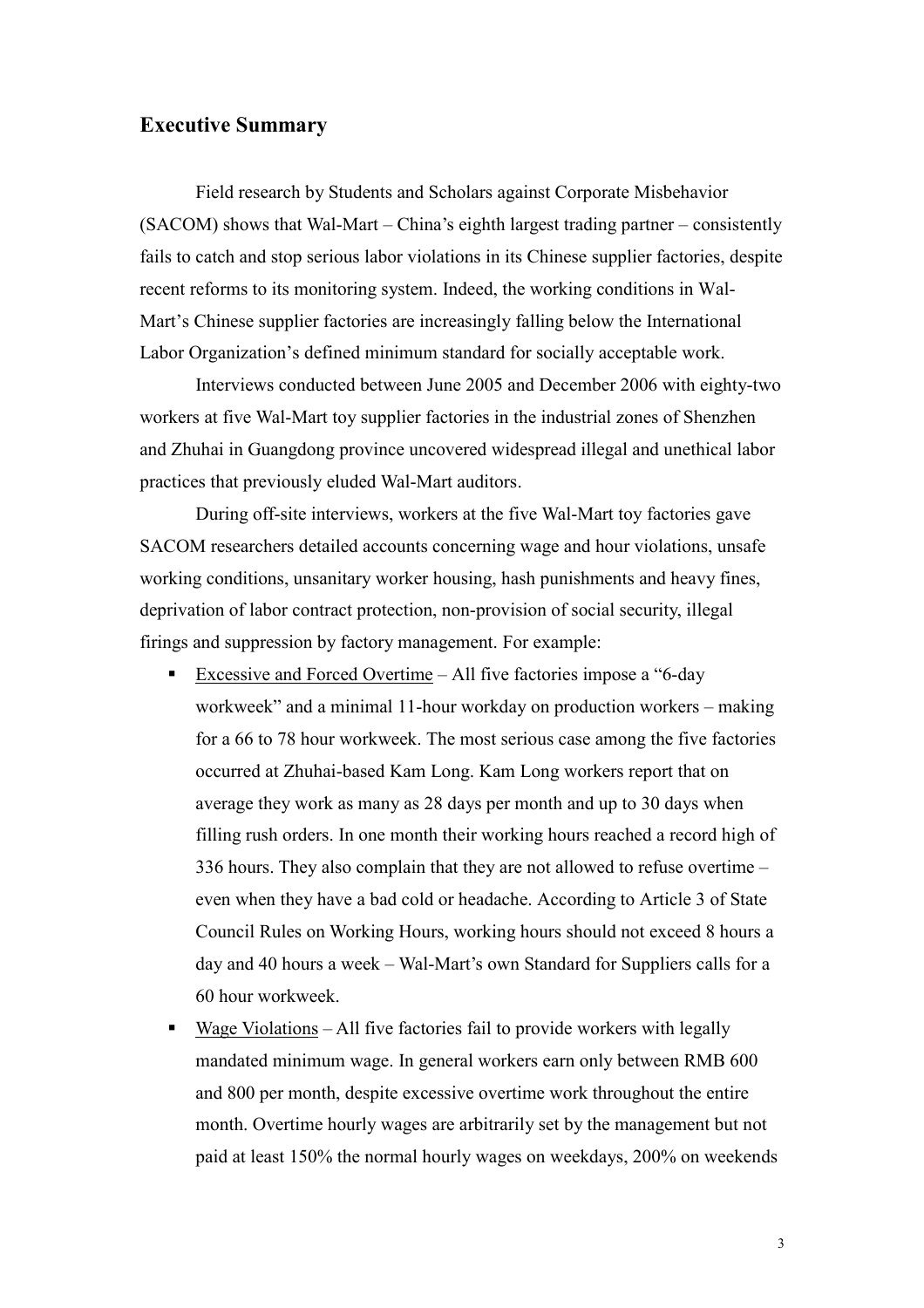## Executive Summary

Field research by Students and Scholars against Corporate Misbehavior (SACOM) shows that Wal-Mart – China's eighth largest trading partner – consistently fails to catch and stop serious labor violations in its Chinese supplier factories, despite recent reforms to its monitoring system. Indeed, the working conditions in Wal-Mart's Chinese supplier factories are increasingly falling below the International Labor Organization's defined minimum standard for socially acceptable work.

Interviews conducted between June 2005 and December 2006 with eighty-two workers at five Wal-Mart toy supplier factories in the industrial zones of Shenzhen and Zhuhai in Guangdong province uncovered widespread illegal and unethical labor practices that previously eluded Wal-Mart auditors.

During off-site interviews, workers at the five Wal-Mart toy factories gave SACOM researchers detailed accounts concerning wage and hour violations, unsafe working conditions, unsanitary worker housing, hash punishments and heavy fines, deprivation of labor contract protection, non-provision of social security, illegal firings and suppression by factory management. For example:

- Excessive and Forced Overtime – All five factories impose a "6-day workweek" and a minimal 11-hour workday on production workers – making for a 66 to 78 hour workweek. The most serious case among the five factories occurred at Zhuhai-based Kam Long. Kam Long workers report that on average they work as many as 28 days per month and up to 30 days when filling rush orders. In one month their working hours reached a record high of 336 hours. They also complain that they are not allowed to refuse overtime – even when they have a bad cold or headache. According to Article 3 of State Council Rules on Working Hours, working hours should not exceed 8 hours a day and 40 hours a week – Wal-Mart's own Standard for Suppliers calls for a 60 hour workweek.
- Wage Violations – All five factories fail to provide workers with legally mandated minimum wage. In general workers earn only between RMB 600 and 800 per month, despite excessive overtime work throughout the entire month. Overtime hourly wages are arbitrarily set by the management but not paid at least 150% the normal hourly wages on weekdays, 200% on weekends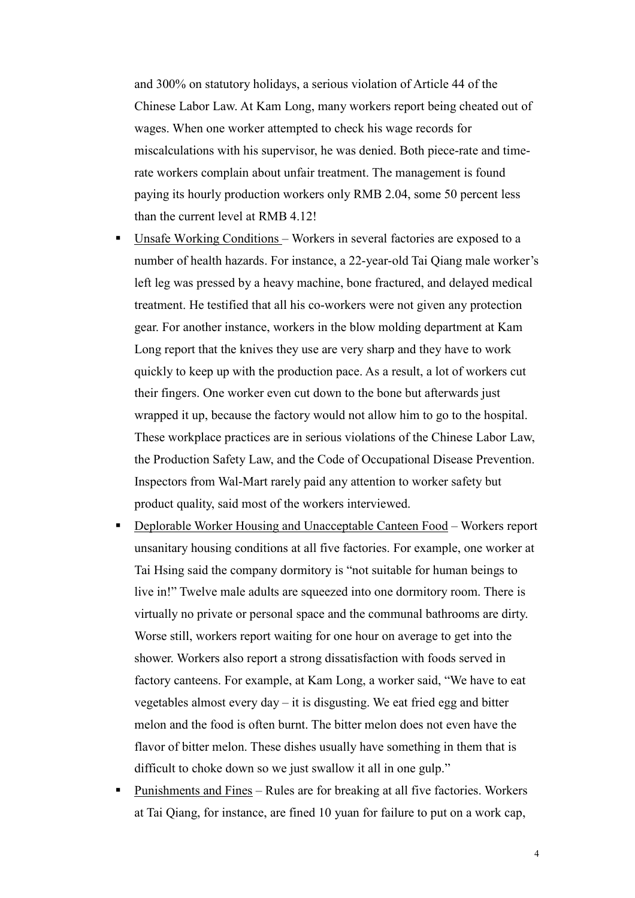and 300% on statutory holidays, a serious violation of Article 44 of the Chinese Labor Law. At Kam Long, many workers report being cheated out of wages. When one worker attempted to check his wage records for miscalculations with his supervisor, he was denied. Both piece-rate and time-rate workers complain about unfair treatment. The management is found paying its hourly production workers only RMB 2.04, some 50 percent less than the current level at RMB 4.12!

- Unsafe Working Conditions – Workers in several factories are exposed to a number of health hazards. For instance, a 22-year-old Tai Qiang male worker's left leg was pressed by a heavy machine, bone fractured, and delayed medical treatment. He testified that all his co-workers were not given any protection gear. For another instance, workers in the blow molding department at Kam Long report that the knives they use are very sharp and they have to work quickly to keep up with the production pace. As a result, a lot of workers cut their fingers. One worker even cut down to the bone but afterwards just wrapped it up, because the factory would not allow him to go to the hospital. These workplace practices are in serious violations of the Chinese Labor Law, the Production Safety Law, and the Code of Occupational Disease Prevention. Inspectors from Wal-Mart rarely paid any attention to worker safety but product quality, said most of the workers interviewed.
- Deplorable Worker Housing and Unacceptable Canteen Food – Workers report unsanitary housing conditions at all five factories. For example, one worker at Tai Hsing said the company dormitory is "not suitable for human beings to live in!" Twelve male adults are squeezed into one dormitory room. There is virtually no private or personal space and the communal bathrooms are dirty. Worse still, workers report waiting for one hour on average to get into the shower. Workers also report a strong dissatisfaction with foods served in factory canteens. For example, at Kam Long, a worker said, "We have to eat vegetables almost every day – it is disgusting. We eat fried egg and bitter melon and the food is often burnt. The bitter melon does not even have the flavor of bitter melon. These dishes usually have something in them that is difficult to choke down so we just swallow it all in one gulp."
- Punishments and Fines – Rules are for breaking at all five factories. Workers at Tai Qiang, for instance, are fined 10 yuan for failure to put on a work cap,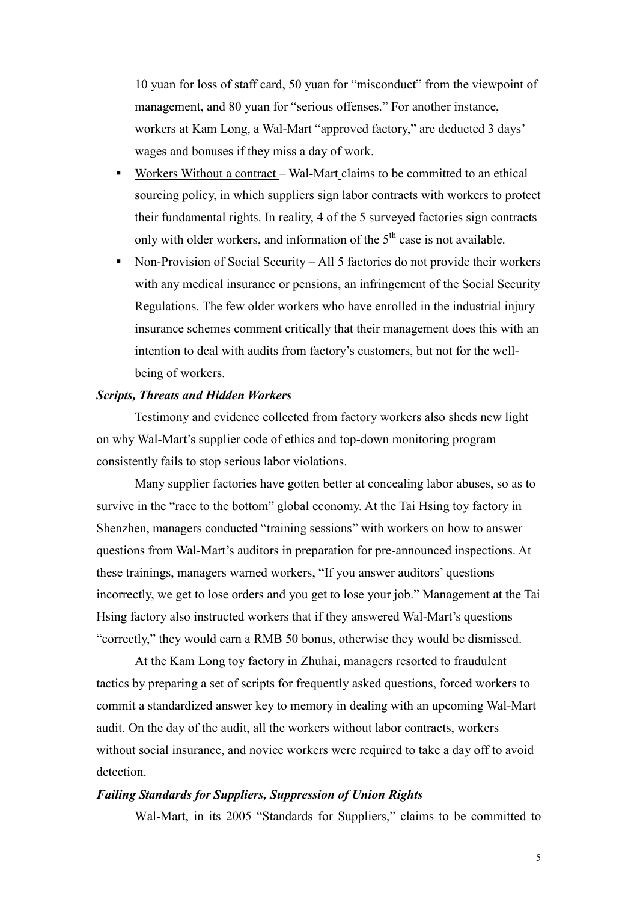10 yuan for loss of staff card, 50 yuan for "misconduct" from the viewpoint of management, and 80 yuan for "serious offenses." For another instance, workers at Kam Long, a Wal-Mart "approved factory," are deducted 3 days' wages and bonuses if they miss a day of work.

- Workers Without a contract – Wal-Mart claims to be committed to an ethical sourcing policy, in which suppliers sign labor contracts with workers to protect their fundamental rights. In reality, 4 of the 5 surveyed factories sign contracts only with older workers, and information of the $5^{th}$ case is not available.
- Non-Provision of Social Security – All 5 factories do not provide their workers with any medical insurance or pensions, an infringement of the Social Security Regulations. The few older workers who have enrolled in the industrial injury insurance schemes comment critically that their management does this with an intention to deal with audits from factory's customers, but not for the well-being of workers.

***Scripts, Threats and Hidden Workers***

Testimony and evidence collected from factory workers also sheds new light on why Wal-Mart's supplier code of ethics and top-down monitoring program consistently fails to stop serious labor violations.

Many supplier factories have gotten better at concealing labor abuses, so as to survive in the "race to the bottom" global economy. At the Tai Hsing toy factory in Shenzhen, managers conducted "training sessions" with workers on how to answer questions from Wal-Mart's auditors in preparation for pre-announced inspections. At these trainings, managers warned workers, "If you answer auditors' questions incorrectly, we get to lose orders and you get to lose your job." Management at the Tai Hsing factory also instructed workers that if they answered Wal-Mart's questions "correctly," they would earn a RMB 50 bonus, otherwise they would be dismissed.

At the Kam Long toy factory in Zhuhai, managers resorted to fraudulent tactics by preparing a set of scripts for frequently asked questions, forced workers to commit a standardized answer key to memory in dealing with an upcoming Wal-Mart audit. On the day of the audit, all the workers without labor contracts, workers without social insurance, and novice workers were required to take a day off to avoid detection.

***Failing Standards for Suppliers, Suppression of Union Rights***

Wal-Mart, in its 2005 "Standards for Suppliers," claims to be committed to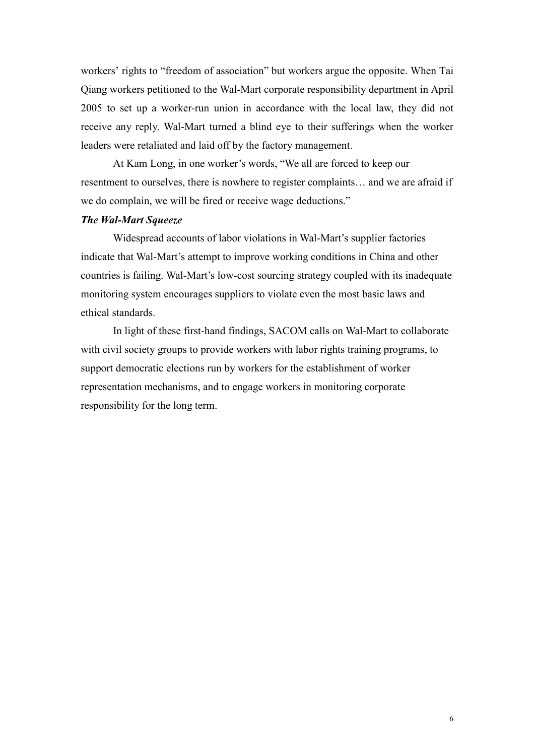workers' rights to "freedom of association" but workers argue the opposite. When Tai Qiang workers petitioned to the Wal-Mart corporate responsibility department in April 2005 to set up a worker-run union in accordance with the local law, they did not receive any reply. Wal-Mart turned a blind eye to their sufferings when the worker leaders were retaliated and laid off by the factory management.

At Kam Long, in one worker's words, "We all are forced to keep our resentment to ourselves, there is nowhere to register complaints… and we are afraid if we do complain, we will be fired or receive wage deductions."

***The Wal-Mart Squeeze***

Widespread accounts of labor violations in Wal-Mart's supplier factories indicate that Wal-Mart's attempt to improve working conditions in China and other countries is failing. Wal-Mart's low-cost sourcing strategy coupled with its inadequate monitoring system encourages suppliers to violate even the most basic laws and ethical standards.

In light of these first-hand findings, SACOM calls on Wal-Mart to collaborate with civil society groups to provide workers with labor rights training programs, to support democratic elections run by workers for the establishment of worker representation mechanisms, and to engage workers in monitoring corporate responsibility for the long term.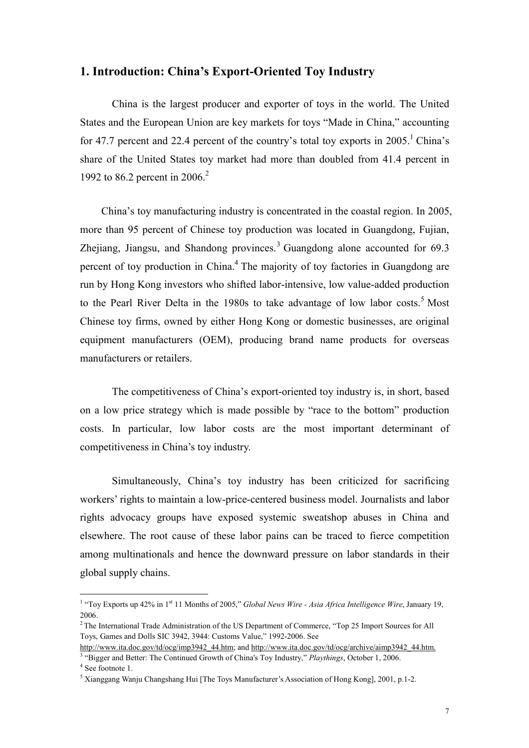## 1. Introduction: China's Export-Oriented Toy Industry

China is the largest producer and exporter of toys in the world. The United States and the European Union are key markets for toys "Made in China," accounting for 47.7 percent and 22.4 percent of the country's total toy exports in 2005.[1] China's share of the United States toy market had more than doubled from 41.4 percent in 1992 to 86.2 percent in 2006.[2]

China's toy manufacturing industry is concentrated in the coastal region. In 2005, more than 95 percent of Chinese toy production was located in Guangdong, Fujian, Zhejiang, Jiangsu, and Shandong provinces.[3] Guangdong alone accounted for 69.3 percent of toy production in China.[4] The majority of toy factories in Guangdong are run by Hong Kong investors who shifted labor-intensive, low value-added production to the Pearl River Delta in the 1980s to take advantage of low labor costs.[5] Most Chinese toy firms, owned by either Hong Kong or domestic businesses, are original equipment manufacturers (OEM), producing brand name products for overseas manufacturers or retailers.

The competitiveness of China's export-oriented toy industry is, in short, based on a low price strategy which is made possible by "race to the bottom" production costs. In particular, low labor costs are the most important determinant of competitiveness in China's toy industry.

Simultaneously, China's toy industry has been criticized for sacrificing workers' rights to maintain a low-price-centered business model. Journalists and labor rights advocacy groups have exposed systemic sweatshop abuses in China and elsewhere. The root cause of these labor pains can be traced to fierce competition among multinationals and hence the downward pressure on labor standards in their global supply chains.

---

[1] "Toy Exports up 42% in 1st 11 Months of 2005," *Global News Wire - Asia Africa Intelligence Wire*, January 19, 2006.

[2] The International Trade Administration of the US Department of Commerce, "Top 25 Import Sources for All Toys, Games and Dolls SIC 3942, 3944: Customs Value," 1992-2006. See http://www.ita.doc.gov/td/ocg/imp3942_44.htm; and http://www.ita.doc.gov/td/ocg/archive/aimp3942_44.htm.

[3] "Bigger and Better: The Continued Growth of China's Toy Industry," *Playthings*, October 1, 2006.

[4] See footnote 1.

[5] Xianggang Wanju Changshang Hui [The Toys Manufacturer's Association of Hong Kong], 2001, p.1-2.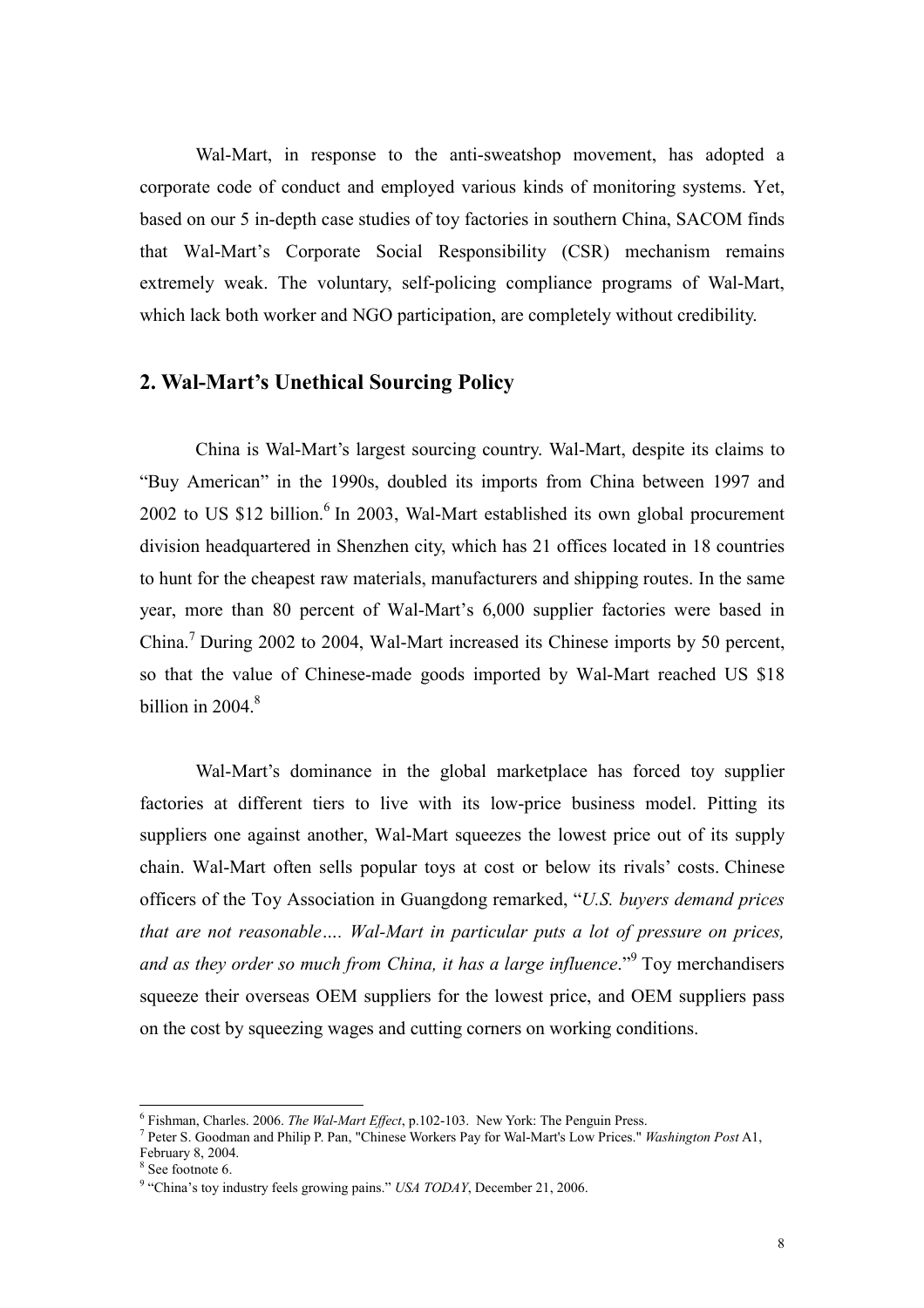Wal-Mart, in response to the anti-sweatshop movement, has adopted a corporate code of conduct and employed various kinds of monitoring systems. Yet, based on our 5 in-depth case studies of toy factories in southern China, SACOM finds that Wal-Mart's Corporate Social Responsibility (CSR) mechanism remains extremely weak. The voluntary, self-policing compliance programs of Wal-Mart, which lack both worker and NGO participation, are completely without credibility.

## 2. Wal-Mart's Unethical Sourcing Policy

China is Wal-Mart's largest sourcing country. Wal-Mart, despite its claims to "Buy American" in the 1990s, doubled its imports from China between 1997 and 2002 to US $12 billion.[6] In 2003, Wal-Mart established its own global procurement division headquartered in Shenzhen city, which has 21 offices located in 18 countries to hunt for the cheapest raw materials, manufacturers and shipping routes. In the same year, more than 80 percent of Wal-Mart's 6,000 supplier factories were based in China.[7] During 2002 to 2004, Wal-Mart increased its Chinese imports by 50 percent, so that the value of Chinese-made goods imported by Wal-Mart reached US $18 billion in 2004.[8]

Wal-Mart's dominance in the global marketplace has forced toy supplier factories at different tiers to live with its low-price business model. Pitting its suppliers one against another, Wal-Mart squeezes the lowest price out of its supply chain. Wal-Mart often sells popular toys at cost or below its rivals' costs. Chinese officers of the Toy Association in Guangdong remarked, "*U.S. buyers demand prices that are not reasonable…. Wal-Mart in particular puts a lot of pressure on prices, and as they order so much from China, it has a large influence*."[9] Toy merchandisers squeeze their overseas OEM suppliers for the lowest price, and OEM suppliers pass on the cost by squeezing wages and cutting corners on working conditions.

---

[6] Fishman, Charles. 2006. *The Wal-Mart Effect*, p.102-103. New York: The Penguin Press.

[7] Peter S. Goodman and Philip P. Pan, "Chinese Workers Pay for Wal-Mart's Low Prices." *Washington Post* A1, February 8, 2004.

[8] See footnote 6.

[9] "China's toy industry feels growing pains." *USA TODAY*, December 21, 2006.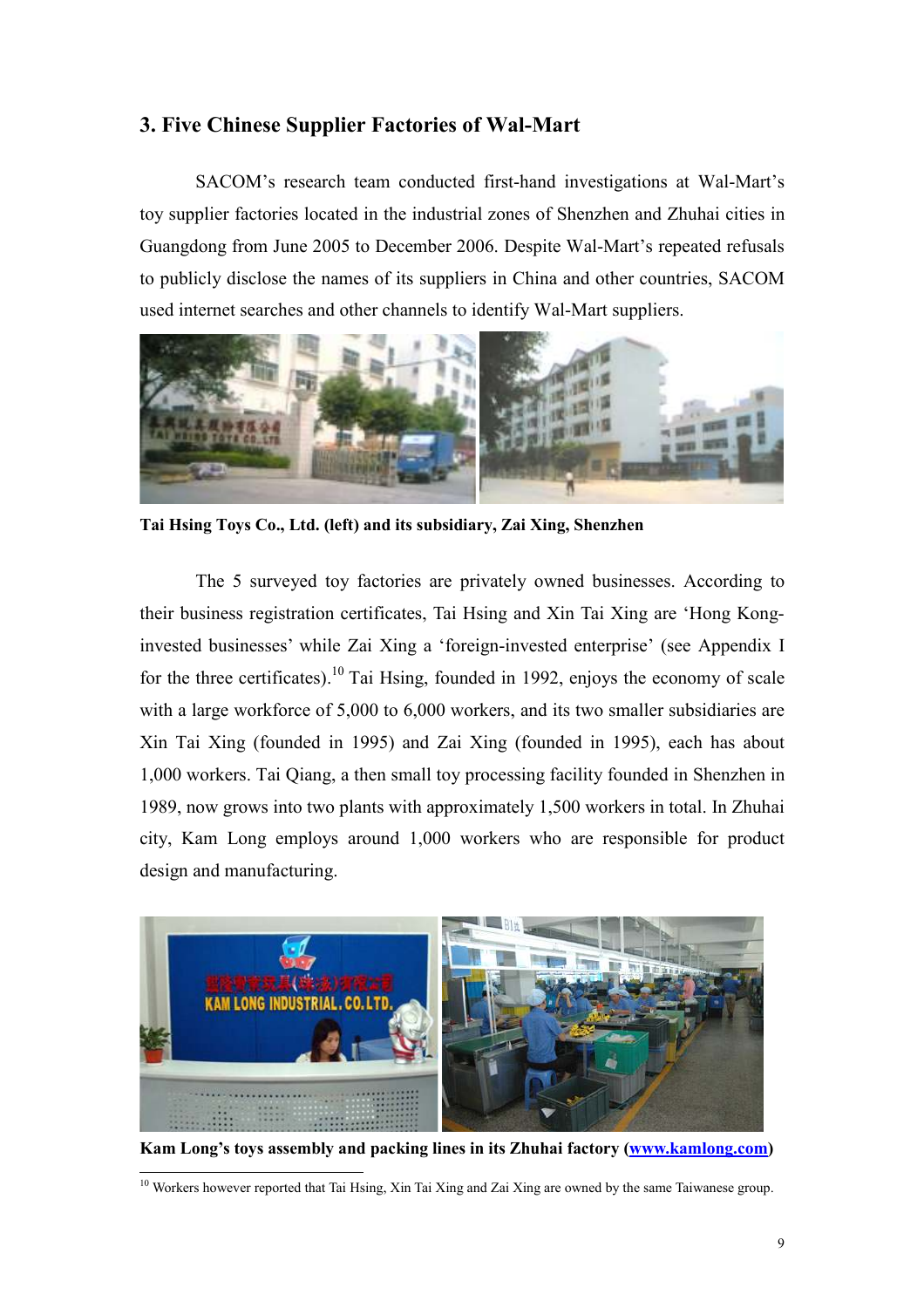## 3. Five Chinese Supplier Factories of Wal-Mart

SACOM's research team conducted first-hand investigations at Wal-Mart's toy supplier factories located in the industrial zones of Shenzhen and Zhuhai cities in Guangdong from June 2005 to December 2006. Despite Wal-Mart's repeated refusals to publicly disclose the names of its suppliers in China and other countries, SACOM used internet searches and other channels to identify Wal-Mart suppliers.

**Tai Hsing Toys Co., Ltd. (left) and its subsidiary, Zai Xing, Shenzhen**

The 5 surveyed toy factories are privately owned businesses. According to their business registration certificates, Tai Hsing and Xin Tai Xing are 'Hong Kong-invested businesses' while Zai Xing a 'foreign-invested enterprise' (see Appendix I for the three certificates).[10] Tai Hsing, founded in 1992, enjoys the economy of scale with a large workforce of 5,000 to 6,000 workers, and its two smaller subsidiaries are Xin Tai Xing (founded in 1995) and Zai Xing (founded in 1995), each has about 1,000 workers. Tai Qiang, a then small toy processing facility founded in Shenzhen in 1989, now grows into two plants with approximately 1,500 workers in total. In Zhuhai city, Kam Long employs around 1,000 workers who are responsible for product design and manufacturing.

**Kam Long's toys assembly and packing lines in its Zhuhai factory ([www.kamlong.com](www.kamlong.com))**

[10] Workers however reported that Tai Hsing, Xin Tai Xing and Zai Xing are owned by the same Taiwanese group.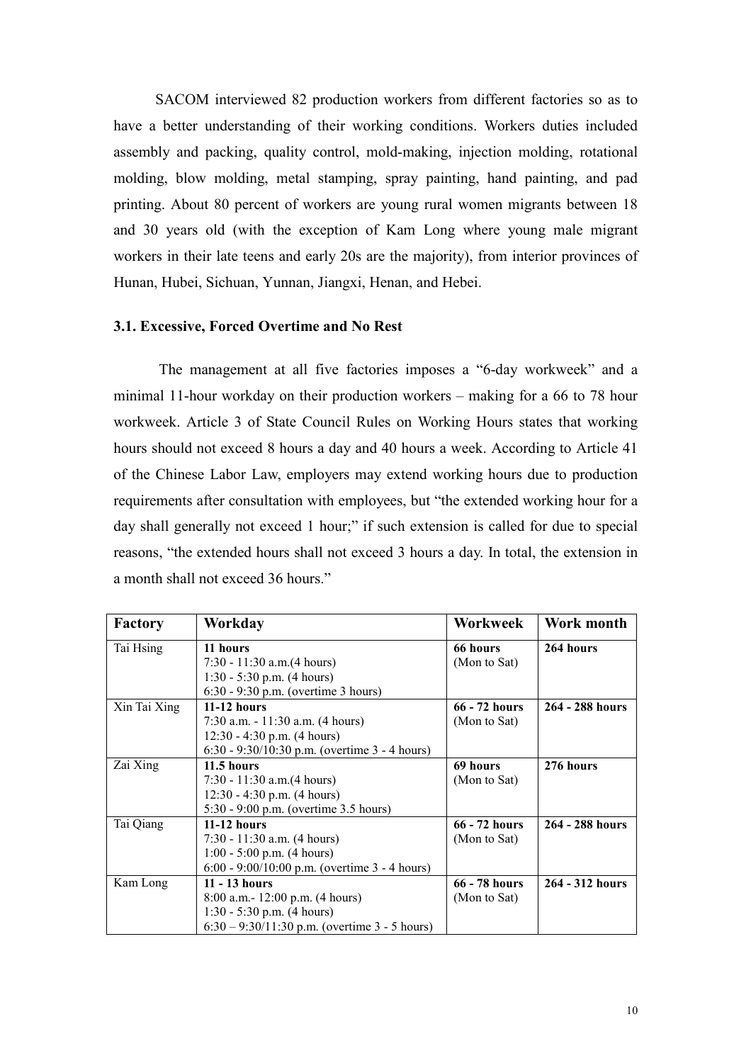SACOM interviewed 82 production workers from different factories so as to have a better understanding of their working conditions. Workers duties included assembly and packing, quality control, mold-making, injection molding, rotational molding, blow molding, metal stamping, spray painting, hand painting, and pad printing. About 80 percent of workers are young rural women migrants between 18 and 30 years old (with the exception of Kam Long where young male migrant workers in their late teens and early 20s are the majority), from interior provinces of Hunan, Hubei, Sichuan, Yunnan, Jiangxi, Henan, and Hebei.

### 3.1. Excessive, Forced Overtime and No Rest

The management at all five factories imposes a "6-day workweek" and a minimal 11-hour workday on their production workers – making for a 66 to 78 hour workweek. Article 3 of State Council Rules on Working Hours states that working hours should not exceed 8 hours a day and 40 hours a week. According to Article 41 of the Chinese Labor Law, employers may extend working hours due to production requirements after consultation with employees, but "the extended working hour for a day shall generally not exceed 1 hour;" if such extension is called for due to special reasons, "the extended hours shall not exceed 3 hours a day. In total, the extension in a month shall not exceed 36 hours."

| Factory | Workday | Workweek | Work month |
|---|---|---|---|
| Tai Hsing | **11 hours**<br>7:30 - 11:30 a.m.(4 hours)<br>1:30 - 5:30 p.m. (4 hours)<br>6:30 - 9:30 p.m. (overtime 3 hours) | **66 hours**<br>(Mon to Sat) | **264 hours** |
| Xin Tai Xing | **11-12 hours**<br>7:30 a.m. - 11:30 a.m. (4 hours)<br>12:30 - 4:30 p.m. (4 hours)<br>6:30 - 9:30/10:30 p.m. (overtime 3 - 4 hours) | **66 - 72 hours**<br>(Mon to Sat) | **264 - 288 hours** |
| Zai Xing | **11.5 hours**<br>7:30 - 11:30 a.m.(4 hours)<br>12:30 - 4:30 p.m. (4 hours)<br>5:30 - 9:00 p.m. (overtime 3.5 hours) | **69 hours**<br>(Mon to Sat) | **276 hours** |
| Tai Qiang | **11-12 hours**<br>7:30 - 11:30 a.m. (4 hours)<br>1:00 - 5:00 p.m. (4 hours)<br>6:00 - 9:00/10:00 p.m. (overtime 3 - 4 hours) | **66 - 72 hours**<br>(Mon to Sat) | **264 - 288 hours** |
| Kam Long | **11 - 13 hours**<br>8:00 a.m.- 12:00 p.m. (4 hours)<br>1:30 - 5:30 p.m. (4 hours)<br>6:30 – 9:30/11:30 p.m. (overtime 3 - 5 hours) | **66 - 78 hours**<br>(Mon to Sat) | **264 - 312 hours** |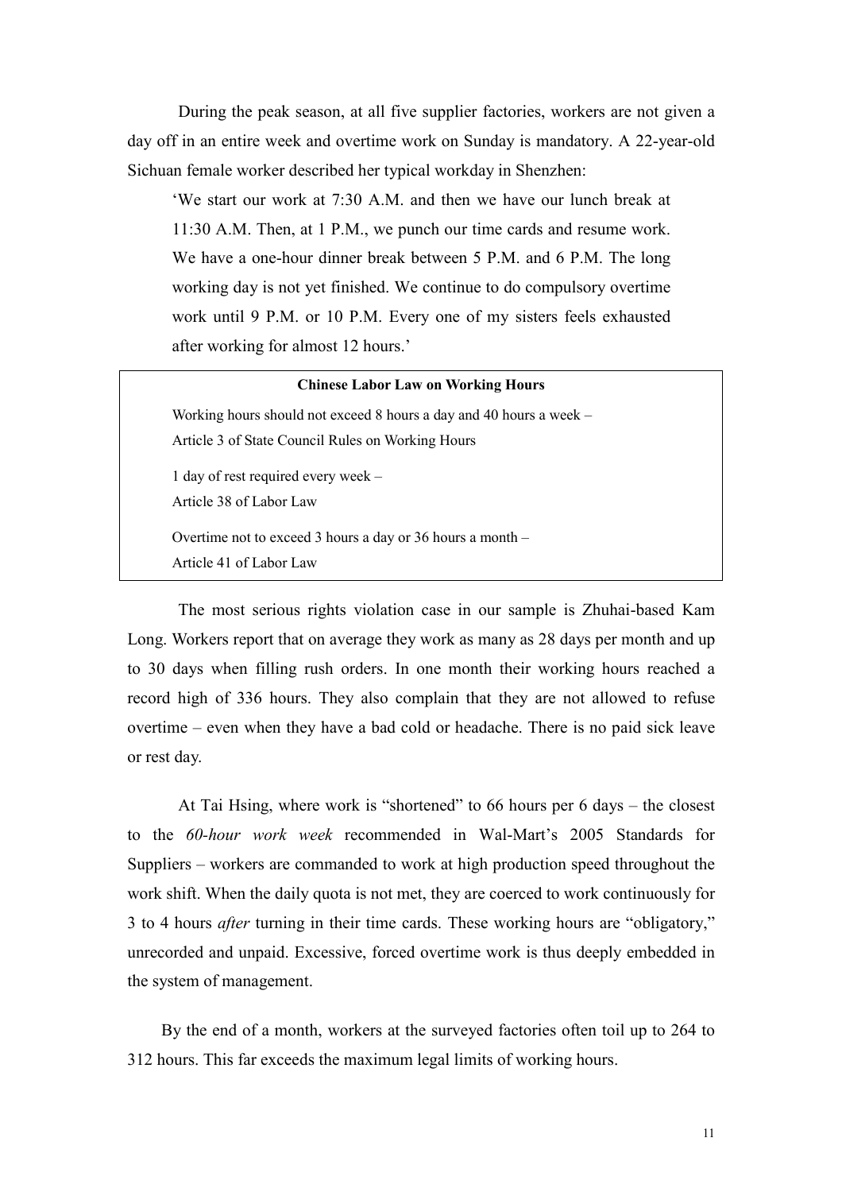During the peak season, at all five supplier factories, workers are not given a day off in an entire week and overtime work on Sunday is mandatory. A 22-year-old Sichuan female worker described her typical workday in Shenzhen:

> 'We start our work at 7:30 A.M. and then we have our lunch break at 11:30 A.M. Then, at 1 P.M., we punch our time cards and resume work. We have a one-hour dinner break between 5 P.M. and 6 P.M. The long working day is not yet finished. We continue to do compulsory overtime work until 9 P.M. or 10 P.M. Every one of my sisters feels exhausted after working for almost 12 hours.'

> **Chinese Labor Law on Working Hours**
>
> Working hours should not exceed 8 hours a day and 40 hours a week –
> Article 3 of State Council Rules on Working Hours
>
> 1 day of rest required every week –
> Article 38 of Labor Law
>
> Overtime not to exceed 3 hours a day or 36 hours a month –
> Article 41 of Labor Law

The most serious rights violation case in our sample is Zhuhai-based Kam Long. Workers report that on average they work as many as 28 days per month and up to 30 days when filling rush orders. In one month their working hours reached a record high of 336 hours. They also complain that they are not allowed to refuse overtime – even when they have a bad cold or headache. There is no paid sick leave or rest day.

At Tai Hsing, where work is "shortened" to 66 hours per 6 days – the closest to the *60-hour work week* recommended in Wal-Mart's 2005 Standards for Suppliers – workers are commanded to work at high production speed throughout the work shift. When the daily quota is not met, they are coerced to work continuously for 3 to 4 hours *after* turning in their time cards. These working hours are "obligatory," unrecorded and unpaid. Excessive, forced overtime work is thus deeply embedded in the system of management.

By the end of a month, workers at the surveyed factories often toil up to 264 to 312 hours. This far exceeds the maximum legal limits of working hours.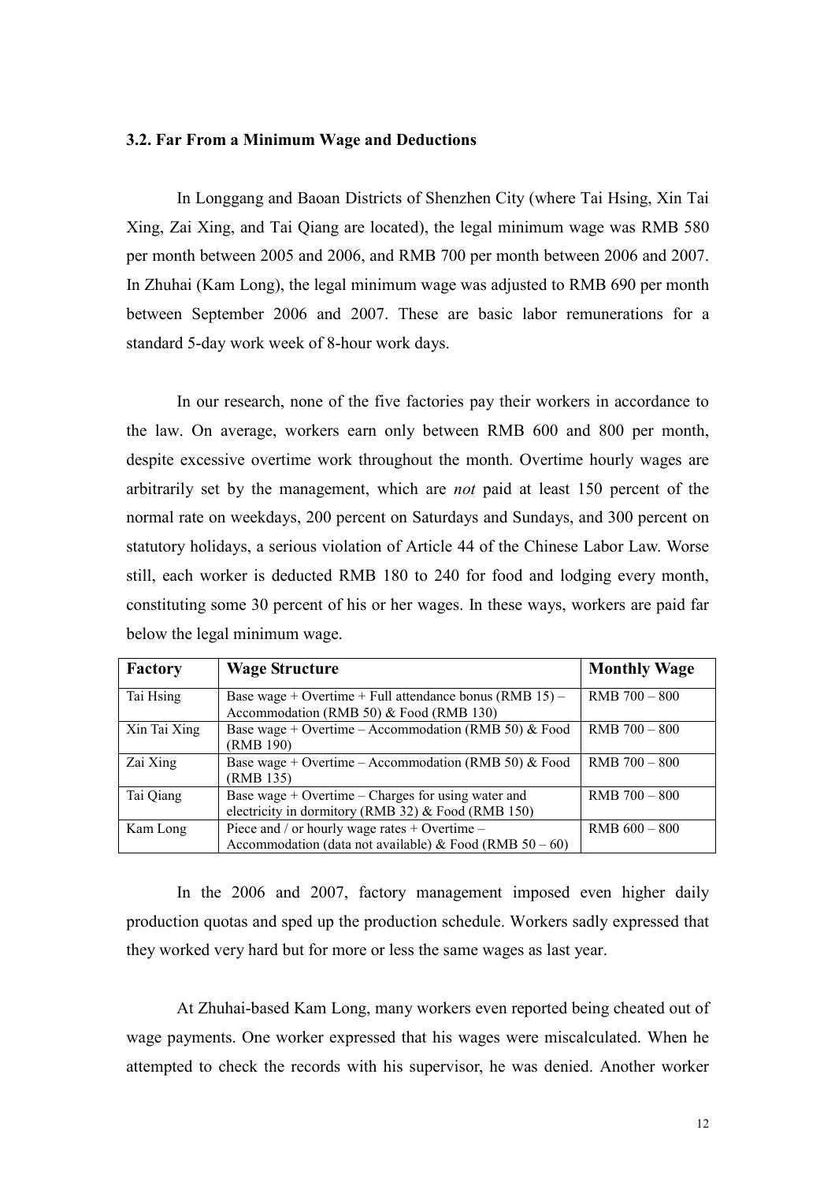### 3.2. Far From a Minimum Wage and Deductions

In Longgang and Baoan Districts of Shenzhen City (where Tai Hsing, Xin Tai Xing, Zai Xing, and Tai Qiang are located), the legal minimum wage was RMB 580 per month between 2005 and 2006, and RMB 700 per month between 2006 and 2007. In Zhuhai (Kam Long), the legal minimum wage was adjusted to RMB 690 per month between September 2006 and 2007. These are basic labor remunerations for a standard 5-day work week of 8-hour work days.

In our research, none of the five factories pay their workers in accordance to the law. On average, workers earn only between RMB 600 and 800 per month, despite excessive overtime work throughout the month. Overtime hourly wages are arbitrarily set by the management, which are *not* paid at least 150 percent of the normal rate on weekdays, 200 percent on Saturdays and Sundays, and 300 percent on statutory holidays, a serious violation of Article 44 of the Chinese Labor Law. Worse still, each worker is deducted RMB 180 to 240 for food and lodging every month, constituting some 30 percent of his or her wages. In these ways, workers are paid far below the legal minimum wage.

| Factory | Wage Structure | Monthly Wage |
|---|---|---|
| Tai Hsing | Base wage + Overtime + Full attendance bonus (RMB 15) – Accommodation (RMB 50) & Food (RMB 130) | RMB 700 – 800 |
| Xin Tai Xing | Base wage + Overtime – Accommodation (RMB 50) & Food (RMB 190) | RMB 700 – 800 |
| Zai Xing | Base wage + Overtime – Accommodation (RMB 50) & Food (RMB 135) | RMB 700 – 800 |
| Tai Qiang | Base wage + Overtime – Charges for using water and electricity in dormitory (RMB 32) & Food (RMB 150) | RMB 700 – 800 |
| Kam Long | Piece and / or hourly wage rates + Overtime – Accommodation (data not available) & Food (RMB 50 – 60) | RMB 600 – 800 |

In the 2006 and 2007, factory management imposed even higher daily production quotas and sped up the production schedule. Workers sadly expressed that they worked very hard but for more or less the same wages as last year.

At Zhuhai-based Kam Long, many workers even reported being cheated out of wage payments. One worker expressed that his wages were miscalculated. When he attempted to check the records with his supervisor, he was denied. Another worker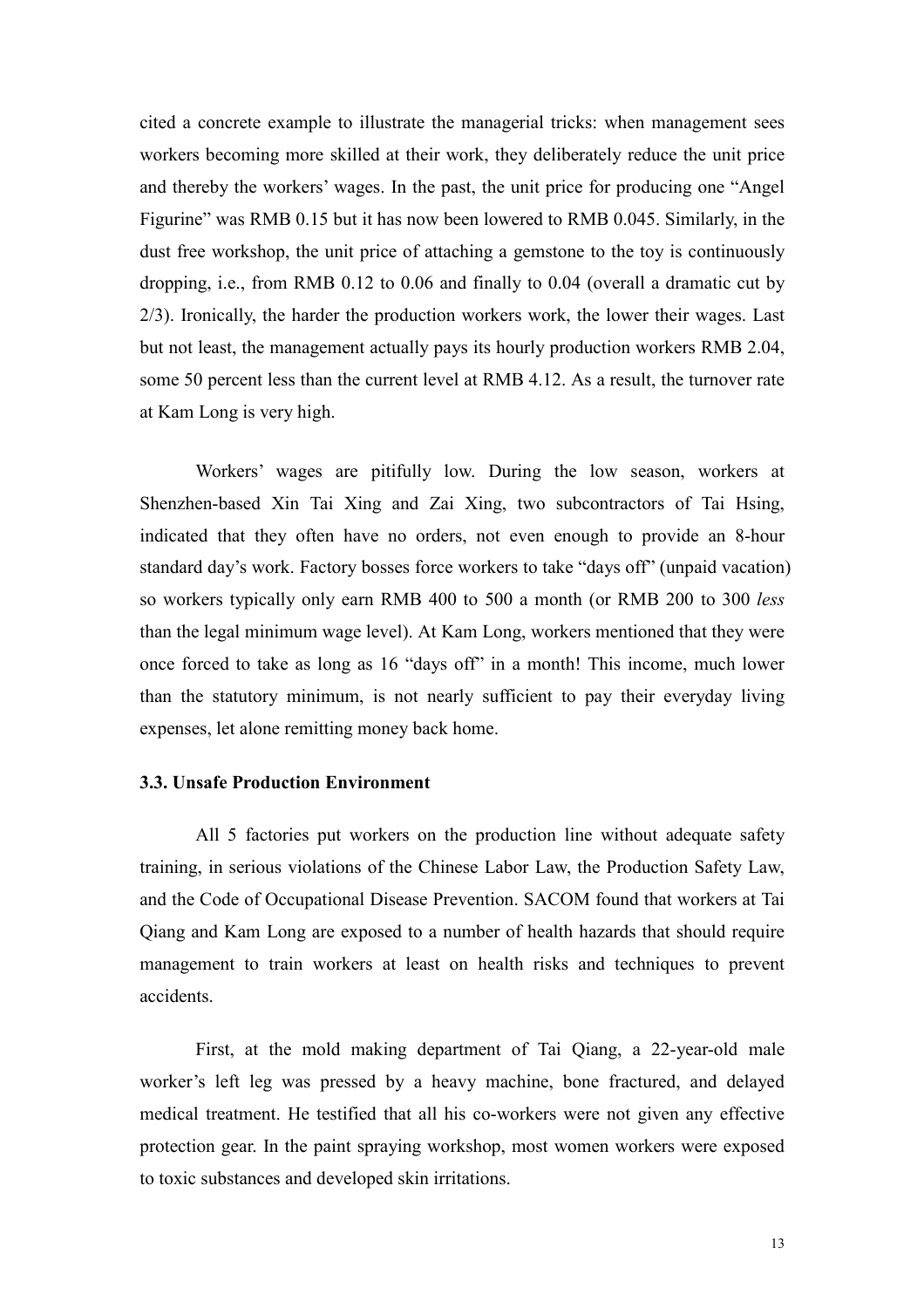cited a concrete example to illustrate the managerial tricks: when management sees workers becoming more skilled at their work, they deliberately reduce the unit price and thereby the workers' wages. In the past, the unit price for producing one "Angel Figurine" was RMB 0.15 but it has now been lowered to RMB 0.045. Similarly, in the dust free workshop, the unit price of attaching a gemstone to the toy is continuously dropping, i.e., from RMB 0.12 to 0.06 and finally to 0.04 (overall a dramatic cut by 2/3). Ironically, the harder the production workers work, the lower their wages. Last but not least, the management actually pays its hourly production workers RMB 2.04, some 50 percent less than the current level at RMB 4.12. As a result, the turnover rate at Kam Long is very high.

Workers' wages are pitifully low. During the low season, workers at Shenzhen-based Xin Tai Xing and Zai Xing, two subcontractors of Tai Hsing, indicated that they often have no orders, not even enough to provide an 8-hour standard day's work. Factory bosses force workers to take "days off" (unpaid vacation) so workers typically only earn RMB 400 to 500 a month (or RMB 200 to 300 *less* than the legal minimum wage level). At Kam Long, workers mentioned that they were once forced to take as long as 16 "days off" in a month! This income, much lower than the statutory minimum, is not nearly sufficient to pay their everyday living expenses, let alone remitting money back home.

### 3.3. Unsafe Production Environment

All 5 factories put workers on the production line without adequate safety training, in serious violations of the Chinese Labor Law, the Production Safety Law, and the Code of Occupational Disease Prevention. SACOM found that workers at Tai Qiang and Kam Long are exposed to a number of health hazards that should require management to train workers at least on health risks and techniques to prevent accidents.

First, at the mold making department of Tai Qiang, a 22-year-old male worker's left leg was pressed by a heavy machine, bone fractured, and delayed medical treatment. He testified that all his co-workers were not given any effective protection gear. In the paint spraying workshop, most women workers were exposed to toxic substances and developed skin irritations.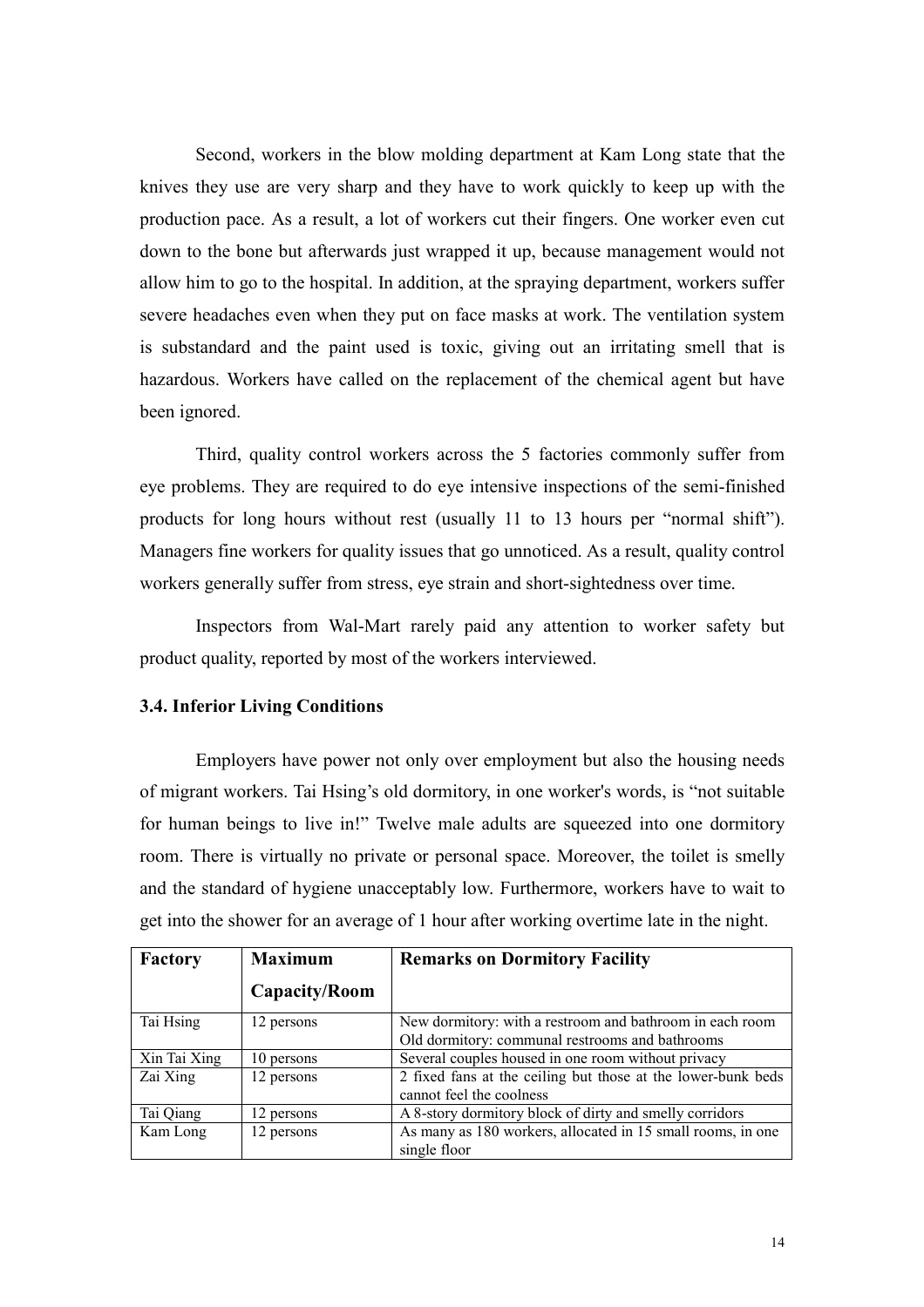Second, workers in the blow molding department at Kam Long state that the knives they use are very sharp and they have to work quickly to keep up with the production pace. As a result, a lot of workers cut their fingers. One worker even cut down to the bone but afterwards just wrapped it up, because management would not allow him to go to the hospital. In addition, at the spraying department, workers suffer severe headaches even when they put on face masks at work. The ventilation system is substandard and the paint used is toxic, giving out an irritating smell that is hazardous. Workers have called on the replacement of the chemical agent but have been ignored.

Third, quality control workers across the 5 factories commonly suffer from eye problems. They are required to do eye intensive inspections of the semi-finished products for long hours without rest (usually 11 to 13 hours per "normal shift"). Managers fine workers for quality issues that go unnoticed. As a result, quality control workers generally suffer from stress, eye strain and short-sightedness over time.

Inspectors from Wal-Mart rarely paid any attention to worker safety but product quality, reported by most of the workers interviewed.

### 3.4. Inferior Living Conditions

Employers have power not only over employment but also the housing needs of migrant workers. Tai Hsing's old dormitory, in one worker's words, is "not suitable for human beings to live in!" Twelve male adults are squeezed into one dormitory room. There is virtually no private or personal space. Moreover, the toilet is smelly and the standard of hygiene unacceptably low. Furthermore, workers have to wait to get into the shower for an average of 1 hour after working overtime late in the night.

| Factory | Maximum Capacity/Room | Remarks on Dormitory Facility |
|---|---|---|
| Tai Hsing | 12 persons | New dormitory: with a restroom and bathroom in each room<br>Old dormitory: communal restrooms and bathrooms |
| Xin Tai Xing | 10 persons | Several couples housed in one room without privacy |
| Zai Xing | 12 persons | 2 fixed fans at the ceiling but those at the lower-bunk beds cannot feel the coolness |
| Tai Qiang | 12 persons | A 8-story dormitory block of dirty and smelly corridors |
| Kam Long | 12 persons | As many as 180 workers, allocated in 15 small rooms, in one single floor |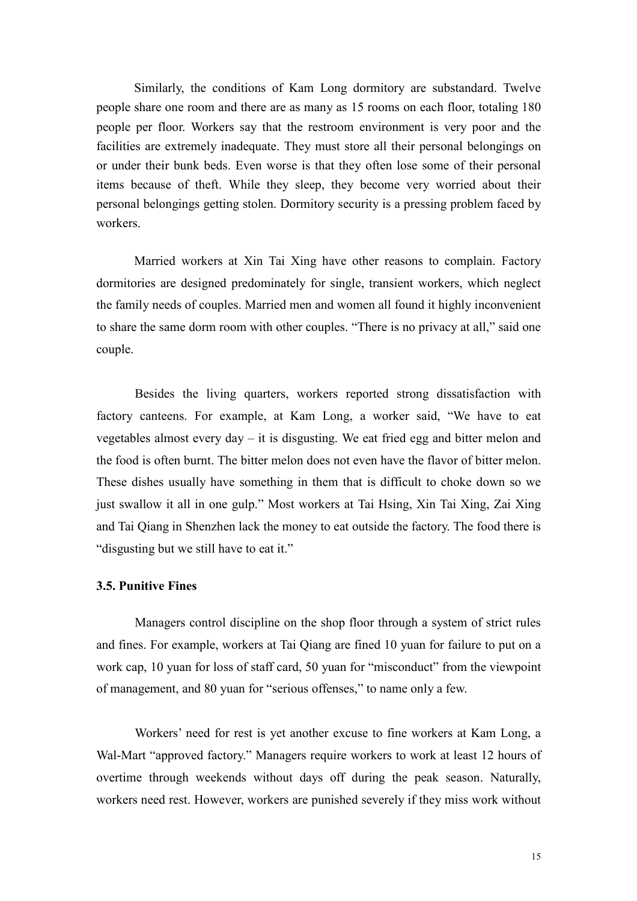Similarly, the conditions of Kam Long dormitory are substandard. Twelve people share one room and there are as many as 15 rooms on each floor, totaling 180 people per floor. Workers say that the restroom environment is very poor and the facilities are extremely inadequate. They must store all their personal belongings on or under their bunk beds. Even worse is that they often lose some of their personal items because of theft. While they sleep, they become very worried about their personal belongings getting stolen. Dormitory security is a pressing problem faced by workers.

Married workers at Xin Tai Xing have other reasons to complain. Factory dormitories are designed predominately for single, transient workers, which neglect the family needs of couples. Married men and women all found it highly inconvenient to share the same dorm room with other couples. "There is no privacy at all," said one couple.

Besides the living quarters, workers reported strong dissatisfaction with factory canteens. For example, at Kam Long, a worker said, "We have to eat vegetables almost every day – it is disgusting. We eat fried egg and bitter melon and the food is often burnt. The bitter melon does not even have the flavor of bitter melon. These dishes usually have something in them that is difficult to choke down so we just swallow it all in one gulp." Most workers at Tai Hsing, Xin Tai Xing, Zai Xing and Tai Qiang in Shenzhen lack the money to eat outside the factory. The food there is "disgusting but we still have to eat it."

### 3.5. Punitive Fines

Managers control discipline on the shop floor through a system of strict rules and fines. For example, workers at Tai Qiang are fined 10 yuan for failure to put on a work cap, 10 yuan for loss of staff card, 50 yuan for "misconduct" from the viewpoint of management, and 80 yuan for "serious offenses," to name only a few.

Workers' need for rest is yet another excuse to fine workers at Kam Long, a Wal-Mart "approved factory." Managers require workers to work at least 12 hours of overtime through weekends without days off during the peak season. Naturally, workers need rest. However, workers are punished severely if they miss work without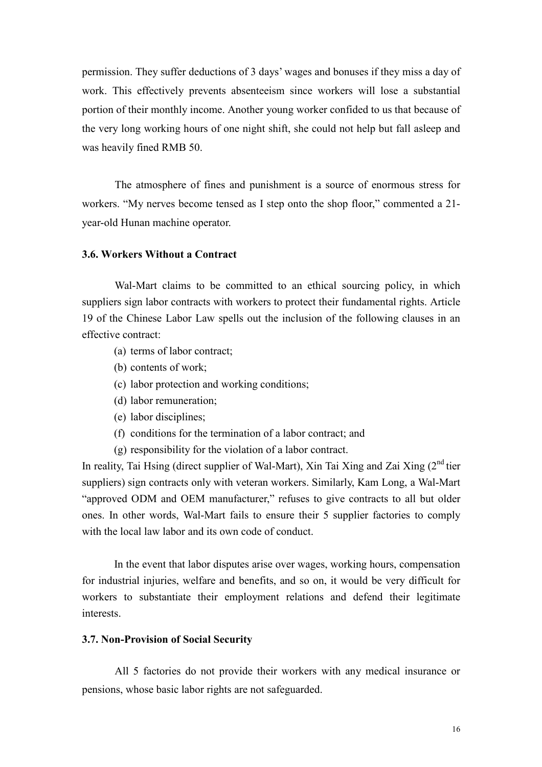permission. They suffer deductions of 3 days' wages and bonuses if they miss a day of work. This effectively prevents absenteeism since workers will lose a substantial portion of their monthly income. Another young worker confided to us that because of the very long working hours of one night shift, she could not help but fall asleep and was heavily fined RMB 50.

The atmosphere of fines and punishment is a source of enormous stress for workers. "My nerves become tensed as I step onto the shop floor," commented a 21-year-old Hunan machine operator.

### 3.6. Workers Without a Contract

Wal-Mart claims to be committed to an ethical sourcing policy, in which suppliers sign labor contracts with workers to protect their fundamental rights. Article 19 of the Chinese Labor Law spells out the inclusion of the following clauses in an effective contract:

(a) terms of labor contract;
(b) contents of work;
(c) labor protection and working conditions;
(d) labor remuneration;
(e) labor disciplines;
(f) conditions for the termination of a labor contract; and
(g) responsibility for the violation of a labor contract.

In reality, Tai Hsing (direct supplier of Wal-Mart), Xin Tai Xing and Zai Xing (2nd tier suppliers) sign contracts only with veteran workers. Similarly, Kam Long, a Wal-Mart "approved ODM and OEM manufacturer," refuses to give contracts to all but older ones. In other words, Wal-Mart fails to ensure their 5 supplier factories to comply with the local law labor and its own code of conduct.

In the event that labor disputes arise over wages, working hours, compensation for industrial injuries, welfare and benefits, and so on, it would be very difficult for workers to substantiate their employment relations and defend their legitimate interests.

### 3.7. Non-Provision of Social Security

All 5 factories do not provide their workers with any medical insurance or pensions, whose basic labor rights are not safeguarded.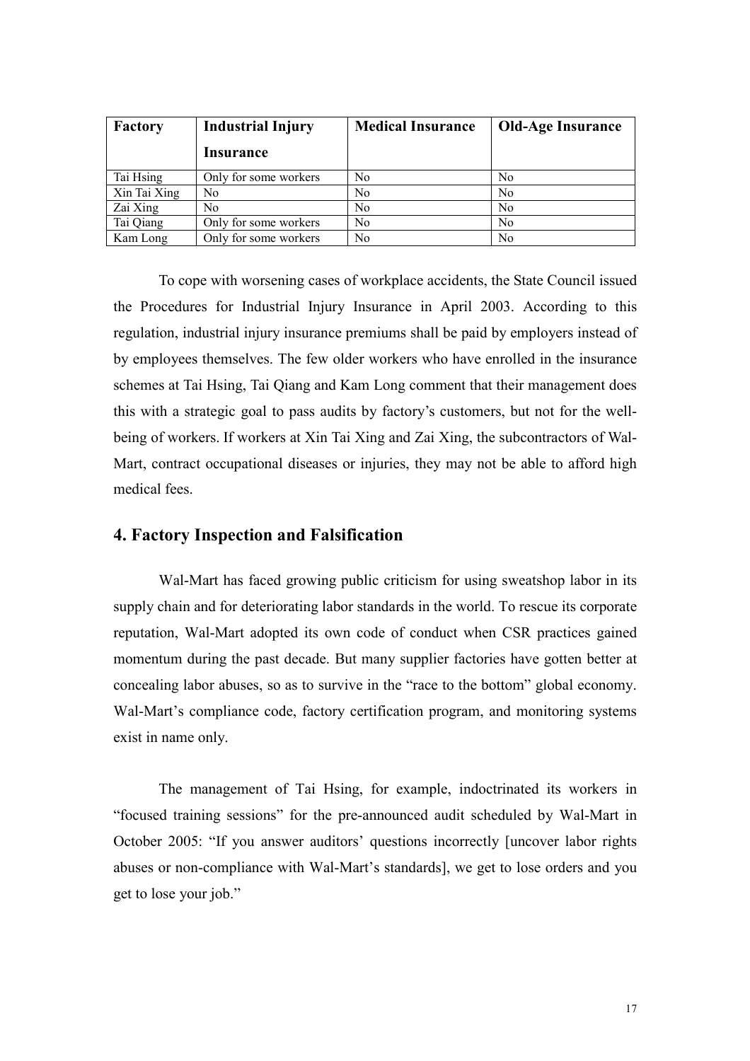| Factory | Industrial Injury Insurance | Medical Insurance | Old-Age Insurance |
|---|---|---|---|
| Tai Hsing | Only for some workers | No | No |
| Xin Tai Xing | No | No | No |
| Zai Xing | No | No | No |
| Tai Qiang | Only for some workers | No | No |
| Kam Long | Only for some workers | No | No |

To cope with worsening cases of workplace accidents, the State Council issued the Procedures for Industrial Injury Insurance in April 2003. According to this regulation, industrial injury insurance premiums shall be paid by employers instead of by employees themselves. The few older workers who have enrolled in the insurance schemes at Tai Hsing, Tai Qiang and Kam Long comment that their management does this with a strategic goal to pass audits by factory's customers, but not for the well-being of workers. If workers at Xin Tai Xing and Zai Xing, the subcontractors of Wal-Mart, contract occupational diseases or injuries, they may not be able to afford high medical fees.

## 4. Factory Inspection and Falsification

Wal-Mart has faced growing public criticism for using sweatshop labor in its supply chain and for deteriorating labor standards in the world. To rescue its corporate reputation, Wal-Mart adopted its own code of conduct when CSR practices gained momentum during the past decade. But many supplier factories have gotten better at concealing labor abuses, so as to survive in the "race to the bottom" global economy. Wal-Mart's compliance code, factory certification program, and monitoring systems exist in name only.

The management of Tai Hsing, for example, indoctrinated its workers in "focused training sessions" for the pre-announced audit scheduled by Wal-Mart in October 2005: "If you answer auditors' questions incorrectly [uncover labor rights abuses or non-compliance with Wal-Mart's standards], we get to lose orders and you get to lose your job."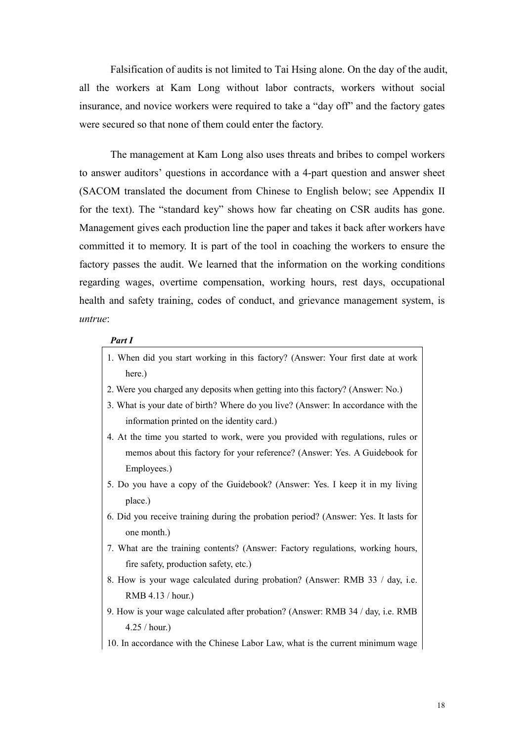Falsification of audits is not limited to Tai Hsing alone. On the day of the audit, all the workers at Kam Long without labor contracts, workers without social insurance, and novice workers were required to take a "day off" and the factory gates were secured so that none of them could enter the factory.

The management at Kam Long also uses threats and bribes to compel workers to answer auditors' questions in accordance with a 4-part question and answer sheet (SACOM translated the document from Chinese to English below; see Appendix II for the text). The "standard key" shows how far cheating on CSR audits has gone. Management gives each production line the paper and takes it back after workers have committed it to memory. It is part of the tool in coaching the workers to ensure the factory passes the audit. We learned that the information on the working conditions regarding wages, overtime compensation, working hours, rest days, occupational health and safety training, codes of conduct, and grievance management system, is *untrue*:

***Part I***

1. When did you start working in this factory? (Answer: Your first date at work here.)
2. Were you charged any deposits when getting into this factory? (Answer: No.)
3. What is your date of birth? Where do you live? (Answer: In accordance with the information printed on the identity card.)
4. At the time you started to work, were you provided with regulations, rules or memos about this factory for your reference? (Answer: Yes. A Guidebook for Employees.)
5. Do you have a copy of the Guidebook? (Answer: Yes. I keep it in my living place.)
6. Did you receive training during the probation period? (Answer: Yes. It lasts for one month.)
7. What are the training contents? (Answer: Factory regulations, working hours, fire safety, production safety, etc.)
8. How is your wage calculated during probation? (Answer: RMB 33 / day, i.e. RMB 4.13 / hour.)
9. How is your wage calculated after probation? (Answer: RMB 34 / day, i.e. RMB 4.25 / hour.)
10. In accordance with the Chinese Labor Law, what is the current minimum wage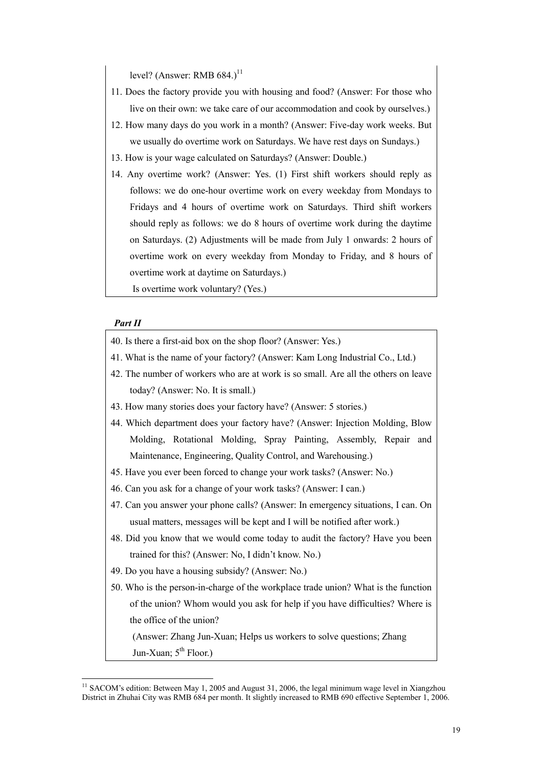level? (Answer: RMB 684.)[11]

11. Does the factory provide you with housing and food? (Answer: For those who live on their own: we take care of our accommodation and cook by ourselves.)
12. How many days do you work in a month? (Answer: Five-day work weeks. But we usually do overtime work on Saturdays. We have rest days on Sundays.)
13. How is your wage calculated on Saturdays? (Answer: Double.)
14. Any overtime work? (Answer: Yes. (1) First shift workers should reply as follows: we do one-hour overtime work on every weekday from Mondays to Fridays and 4 hours of overtime work on Saturdays. Third shift workers should reply as follows: we do 8 hours of overtime work during the daytime on Saturdays. (2) Adjustments will be made from July 1 onwards: 2 hours of overtime work on every weekday from Monday to Friday, and 8 hours of overtime work at daytime on Saturdays.)

    Is overtime work voluntary? (Yes.)

***Part II***

40. Is there a first-aid box on the shop floor? (Answer: Yes.)
41. What is the name of your factory? (Answer: Kam Long Industrial Co., Ltd.)
42. The number of workers who are at work is so small. Are all the others on leave today? (Answer: No. It is small.)
43. How many stories does your factory have? (Answer: 5 stories.)
44. Which department does your factory have? (Answer: Injection Molding, Blow Molding, Rotational Molding, Spray Painting, Assembly, Repair and Maintenance, Engineering, Quality Control, and Warehousing.)
45. Have you ever been forced to change your work tasks? (Answer: No.)
46. Can you ask for a change of your work tasks? (Answer: I can.)
47. Can you answer your phone calls? (Answer: In emergency situations, I can. On usual matters, messages will be kept and I will be notified after work.)
48. Did you know that we would come today to audit the factory? Have you been trained for this? (Answer: No, I didn't know. No.)
49. Do you have a housing subsidy? (Answer: No.)
50. Who is the person-in-charge of the workplace trade union? What is the function of the union? Whom would you ask for help if you have difficulties? Where is the office of the union?

    (Answer: Zhang Jun-Xuan; Helps us workers to solve questions; Zhang Jun-Xuan; 5th Floor.)

[11] SACOM's edition: Between May 1, 2005 and August 31, 2006, the legal minimum wage level in Xiangzhou District in Zhuhai City was RMB 684 per month. It slightly increased to RMB 690 effective September 1, 2006.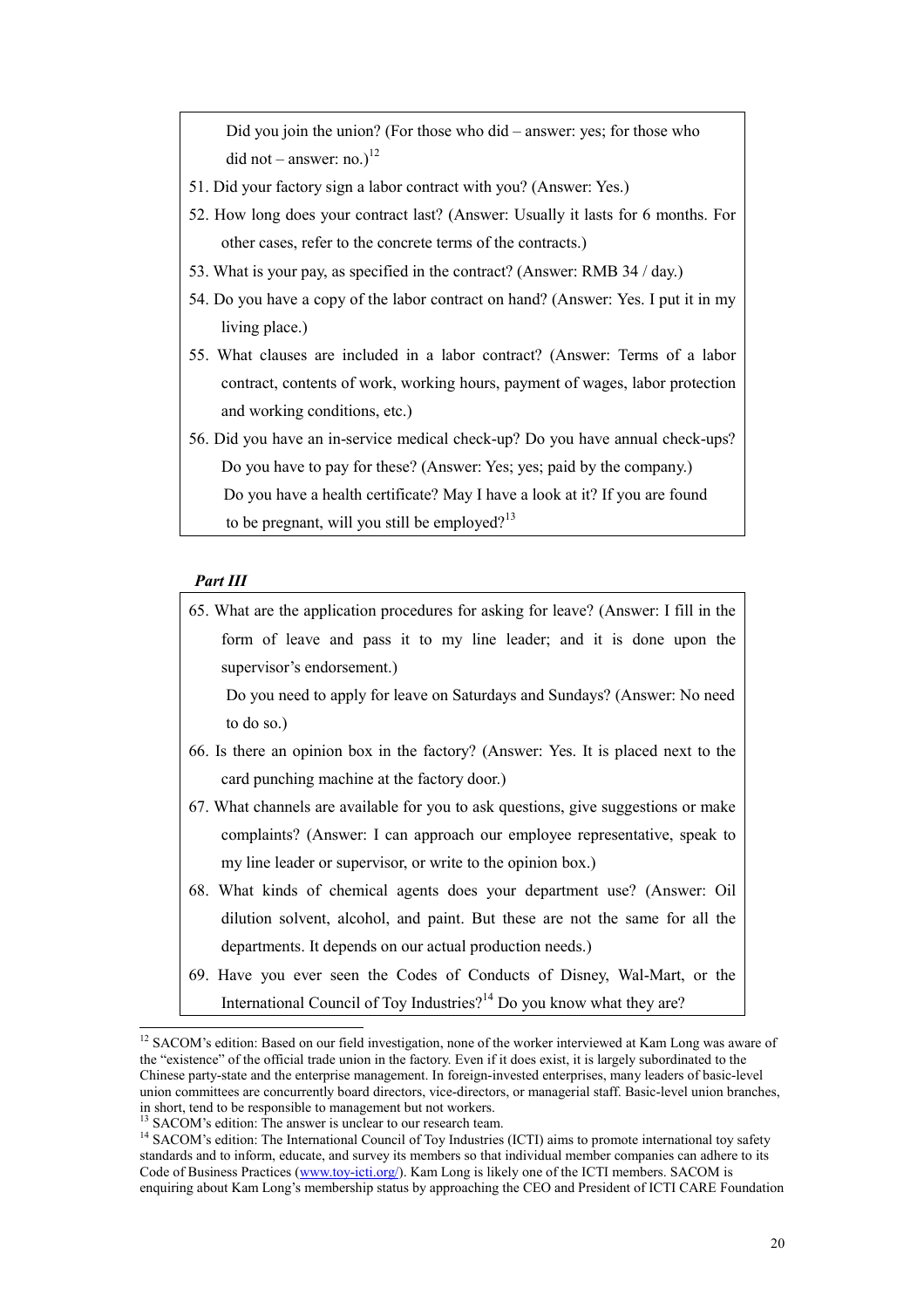Did you join the union? (For those who did – answer: yes; for those who did not – answer: no.)[12]

51. Did your factory sign a labor contract with you? (Answer: Yes.)
52. How long does your contract last? (Answer: Usually it lasts for 6 months. For other cases, refer to the concrete terms of the contracts.)
53. What is your pay, as specified in the contract? (Answer: RMB 34 / day.)
54. Do you have a copy of the labor contract on hand? (Answer: Yes. I put it in my living place.)
55. What clauses are included in a labor contract? (Answer: Terms of a labor contract, contents of work, working hours, payment of wages, labor protection and working conditions, etc.)
56. Did you have an in-service medical check-up? Do you have annual check-ups? Do you have to pay for these? (Answer: Yes; yes; paid by the company.)

    Do you have a health certificate? May I have a look at it? If you are found to be pregnant, will you still be employed?[13]

***Part III***

65. What are the application procedures for asking for leave? (Answer: I fill in the form of leave and pass it to my line leader; and it is done upon the supervisor's endorsement.)

    Do you need to apply for leave on Saturdays and Sundays? (Answer: No need to do so.)

66. Is there an opinion box in the factory? (Answer: Yes. It is placed next to the card punching machine at the factory door.)
67. What channels are available for you to ask questions, give suggestions or make complaints? (Answer: I can approach our employee representative, speak to my line leader or supervisor, or write to the opinion box.)
68. What kinds of chemical agents does your department use? (Answer: Oil dilution solvent, alcohol, and paint. But these are not the same for all the departments. It depends on our actual production needs.)
69. Have you ever seen the Codes of Conducts of Disney, Wal-Mart, or the International Council of Toy Industries?[14] Do you know what they are?

---

[12] SACOM's edition: Based on our field investigation, none of the worker interviewed at Kam Long was aware of the "existence" of the official trade union in the factory. Even if it does exist, it is largely subordinated to the Chinese party-state and the enterprise management. In foreign-invested enterprises, many leaders of basic-level union committees are concurrently board directors, vice-directors, or managerial staff. Basic-level union branches, in short, tend to be responsible to management but not workers.

[13] SACOM's edition: The answer is unclear to our research team.

[14] SACOM's edition: The International Council of Toy Industries (ICTI) aims to promote international toy safety standards and to inform, educate, and survey its members so that individual member companies can adhere to its Code of Business Practices (www.toy-icti.org/). Kam Long is likely one of the ICTI members. SACOM is enquiring about Kam Long's membership status by approaching the CEO and President of ICTI CARE Foundation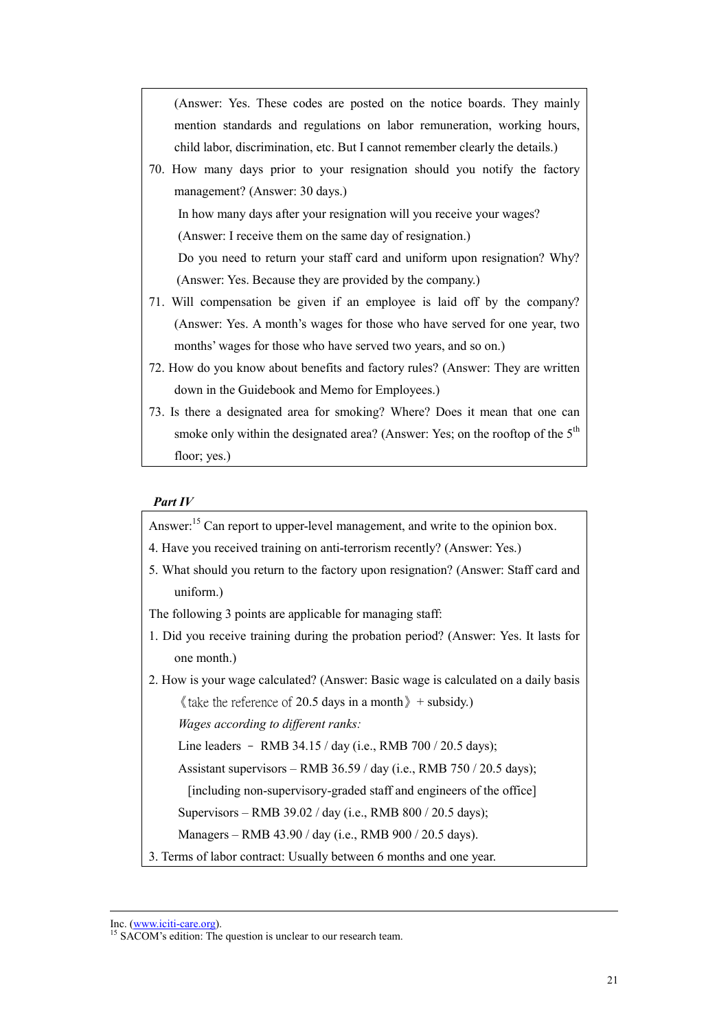(Answer: Yes. These codes are posted on the notice boards. They mainly mention standards and regulations on labor remuneration, working hours, child labor, discrimination, etc. But I cannot remember clearly the details.)

70. How many days prior to your resignation should you notify the factory management? (Answer: 30 days.)

    In how many days after your resignation will you receive your wages? (Answer: I receive them on the same day of resignation.)

    Do you need to return your staff card and uniform upon resignation? Why? (Answer: Yes. Because they are provided by the company.)

71. Will compensation be given if an employee is laid off by the company? (Answer: Yes. A month's wages for those who have served for one year, two months' wages for those who have served two years, and so on.)

72. How do you know about benefits and factory rules? (Answer: They are written down in the Guidebook and Memo for Employees.)

73. Is there a designated area for smoking? Where? Does it mean that one can smoke only within the designated area? (Answer: Yes; on the rooftop of the 5th floor; yes.)

***Part IV***

Answer:[15] Can report to upper-level management, and write to the opinion box.

4. Have you received training on anti-terrorism recently? (Answer: Yes.)

5. What should you return to the factory upon resignation? (Answer: Staff card and uniform.)

The following 3 points are applicable for managing staff:

1. Did you receive training during the probation period? (Answer: Yes. It lasts for one month.)

2. How is your wage calculated? (Answer: Basic wage is calculated on a daily basis 《take the reference of 20.5 days in a month》 + subsidy.)

    *Wages according to different ranks:*

    Line leaders – RMB 34.15 / day (i.e., RMB 700 / 20.5 days);

    Assistant supervisors – RMB 36.59 / day (i.e., RMB 750 / 20.5 days); [including non-supervisory-graded staff and engineers of the office]

    Supervisors – RMB 39.02 / day (i.e., RMB 800 / 20.5 days);

    Managers – RMB 43.90 / day (i.e., RMB 900 / 20.5 days).

3. Terms of labor contract: Usually between 6 months and one year.

---

Inc. (www.iciti-care.org).

[15] SACOM's edition: The question is unclear to our research team.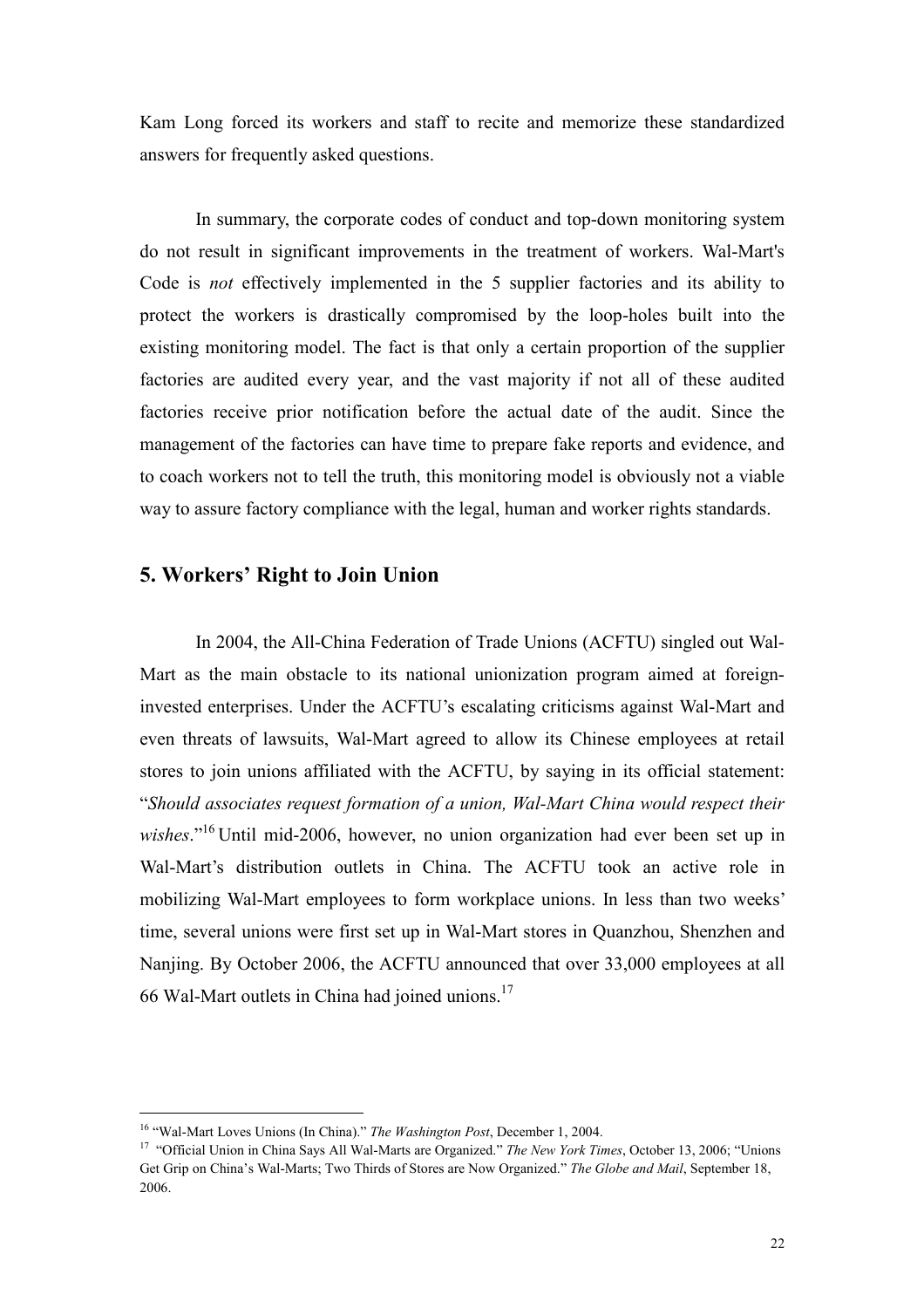Kam Long forced its workers and staff to recite and memorize these standardized answers for frequently asked questions.

In summary, the corporate codes of conduct and top-down monitoring system do not result in significant improvements in the treatment of workers. Wal-Mart's Code is *not* effectively implemented in the 5 supplier factories and its ability to protect the workers is drastically compromised by the loop-holes built into the existing monitoring model. The fact is that only a certain proportion of the supplier factories are audited every year, and the vast majority if not all of these audited factories receive prior notification before the actual date of the audit. Since the management of the factories can have time to prepare fake reports and evidence, and to coach workers not to tell the truth, this monitoring model is obviously not a viable way to assure factory compliance with the legal, human and worker rights standards.

## 5. Workers' Right to Join Union

In 2004, the All-China Federation of Trade Unions (ACFTU) singled out Wal-Mart as the main obstacle to its national unionization program aimed at foreign-invested enterprises. Under the ACFTU's escalating criticisms against Wal-Mart and even threats of lawsuits, Wal-Mart agreed to allow its Chinese employees at retail stores to join unions affiliated with the ACFTU, by saying in its official statement: "*Should associates request formation of a union, Wal-Mart China would respect their wishes*."[16] Until mid-2006, however, no union organization had ever been set up in Wal-Mart's distribution outlets in China. The ACFTU took an active role in mobilizing Wal-Mart employees to form workplace unions. In less than two weeks' time, several unions were first set up in Wal-Mart stores in Quanzhou, Shenzhen and Nanjing. By October 2006, the ACFTU announced that over 33,000 employees at all 66 Wal-Mart outlets in China had joined unions.[17]

---

[16] "Wal-Mart Loves Unions (In China)." *The Washington Post*, December 1, 2004.

[17] "Official Union in China Says All Wal-Marts are Organized." *The New York Times*, October 13, 2006; "Unions Get Grip on China's Wal-Marts; Two Thirds of Stores are Now Organized." *The Globe and Mail*, September 18, 2006.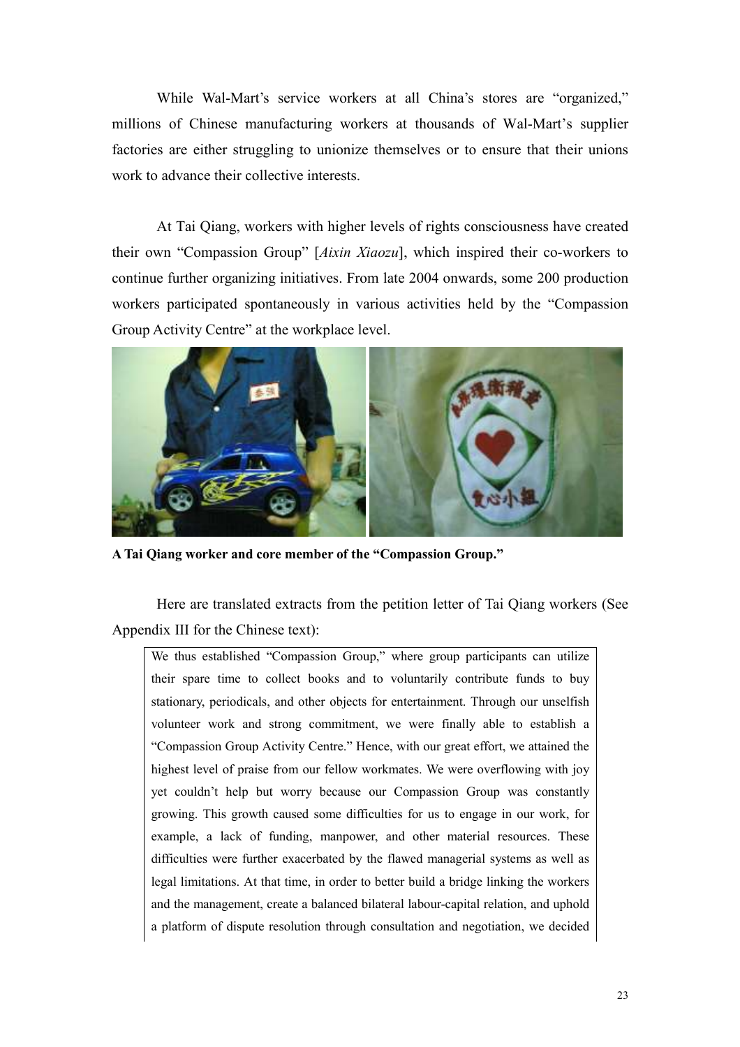While Wal-Mart's service workers at all China's stores are "organized," millions of Chinese manufacturing workers at thousands of Wal-Mart's supplier factories are either struggling to unionize themselves or to ensure that their unions work to advance their collective interests.

At Tai Qiang, workers with higher levels of rights consciousness have created their own "Compassion Group" [*Aixin Xiaozu*], which inspired their co-workers to continue further organizing initiatives. From late 2004 onwards, some 200 production workers participated spontaneously in various activities held by the "Compassion Group Activity Centre" at the workplace level.

**A Tai Qiang worker and core member of the "Compassion Group."**

Here are translated extracts from the petition letter of Tai Qiang workers (See Appendix III for the Chinese text):

> We thus established "Compassion Group," where group participants can utilize their spare time to collect books and to voluntarily contribute funds to buy stationary, periodicals, and other objects for entertainment. Through our unselfish volunteer work and strong commitment, we were finally able to establish a "Compassion Group Activity Centre." Hence, with our great effort, we attained the highest level of praise from our fellow workmates. We were overflowing with joy yet couldn't help but worry because our Compassion Group was constantly growing. This growth caused some difficulties for us to engage in our work, for example, a lack of funding, manpower, and other material resources. These difficulties were further exacerbated by the flawed managerial systems as well as legal limitations. At that time, in order to better build a bridge linking the workers and the management, create a balanced bilateral labour-capital relation, and uphold a platform of dispute resolution through consultation and negotiation, we decided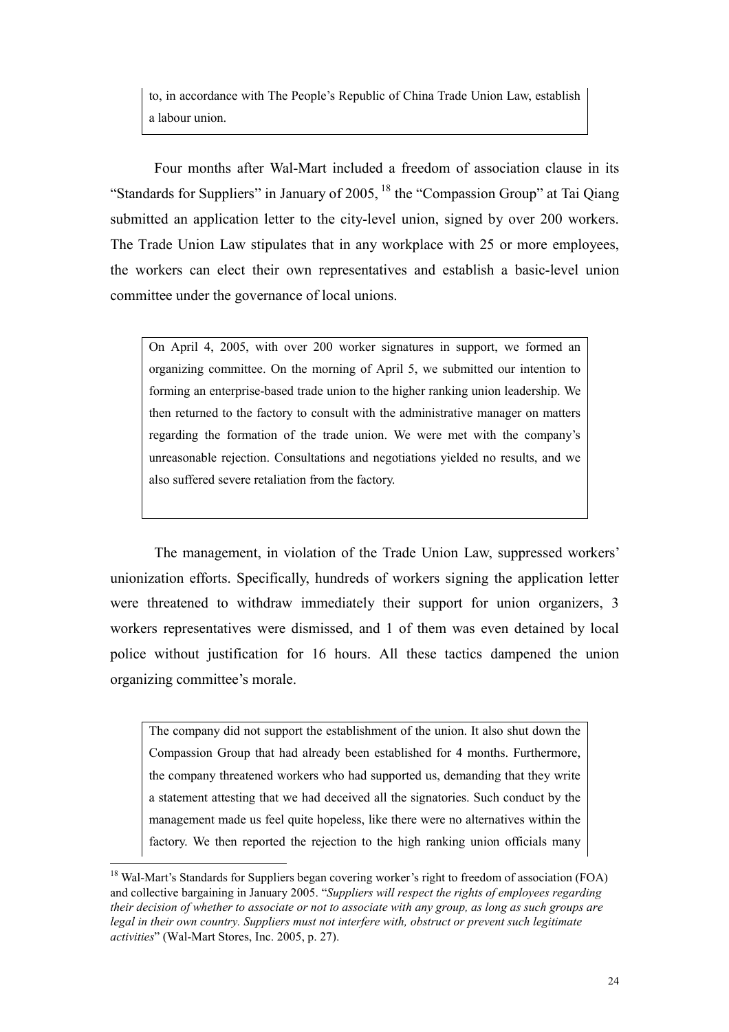> to, in accordance with The People's Republic of China Trade Union Law, establish a labour union.

Four months after Wal-Mart included a freedom of association clause in its "Standards for Suppliers" in January of 2005, [18] the "Compassion Group" at Tai Qiang submitted an application letter to the city-level union, signed by over 200 workers. The Trade Union Law stipulates that in any workplace with 25 or more employees, the workers can elect their own representatives and establish a basic-level union committee under the governance of local unions.

> On April 4, 2005, with over 200 worker signatures in support, we formed an organizing committee. On the morning of April 5, we submitted our intention to forming an enterprise-based trade union to the higher ranking union leadership. We then returned to the factory to consult with the administrative manager on matters regarding the formation of the trade union. We were met with the company's unreasonable rejection. Consultations and negotiations yielded no results, and we also suffered severe retaliation from the factory.

The management, in violation of the Trade Union Law, suppressed workers' unionization efforts. Specifically, hundreds of workers signing the application letter were threatened to withdraw immediately their support for union organizers, 3 workers representatives were dismissed, and 1 of them was even detained by local police without justification for 16 hours. All these tactics dampened the union organizing committee's morale.

> The company did not support the establishment of the union. It also shut down the Compassion Group that had already been established for 4 months. Furthermore, the company threatened workers who had supported us, demanding that they write a statement attesting that we had deceived all the signatories. Such conduct by the management made us feel quite hopeless, like there were no alternatives within the factory. We then reported the rejection to the high ranking union officials many

---

[18] Wal-Mart's Standards for Suppliers began covering worker's right to freedom of association (FOA) and collective bargaining in January 2005. "*Suppliers will respect the rights of employees regarding their decision of whether to associate or not to associate with any group, as long as such groups are legal in their own country. Suppliers must not interfere with, obstruct or prevent such legitimate activities*" (Wal-Mart Stores, Inc. 2005, p. 27).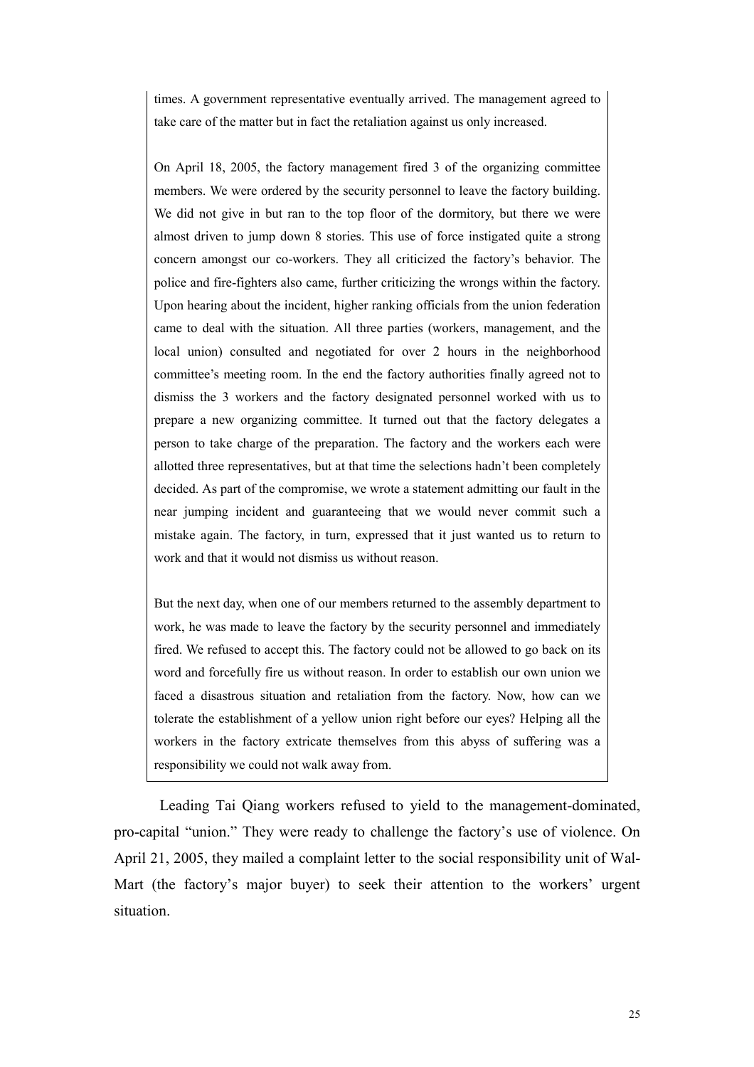> times. A government representative eventually arrived. The management agreed to take care of the matter but in fact the retaliation against us only increased.
>
> On April 18, 2005, the factory management fired 3 of the organizing committee members. We were ordered by the security personnel to leave the factory building. We did not give in but ran to the top floor of the dormitory, but there we were almost driven to jump down 8 stories. This use of force instigated quite a strong concern amongst our co-workers. They all criticized the factory's behavior. The police and fire-fighters also came, further criticizing the wrongs within the factory. Upon hearing about the incident, higher ranking officials from the union federation came to deal with the situation. All three parties (workers, management, and the local union) consulted and negotiated for over 2 hours in the neighborhood committee's meeting room. In the end the factory authorities finally agreed not to dismiss the 3 workers and the factory designated personnel worked with us to prepare a new organizing committee. It turned out that the factory delegates a person to take charge of the preparation. The factory and the workers each were allotted three representatives, but at that time the selections hadn't been completely decided. As part of the compromise, we wrote a statement admitting our fault in the near jumping incident and guaranteeing that we would never commit such a mistake again. The factory, in turn, expressed that it just wanted us to return to work and that it would not dismiss us without reason.
>
> But the next day, when one of our members returned to the assembly department to work, he was made to leave the factory by the security personnel and immediately fired. We refused to accept this. The factory could not be allowed to go back on its word and forcefully fire us without reason. In order to establish our own union we faced a disastrous situation and retaliation from the factory. Now, how can we tolerate the establishment of a yellow union right before our eyes? Helping all the workers in the factory extricate themselves from this abyss of suffering was a responsibility we could not walk away from.

Leading Tai Qiang workers refused to yield to the management-dominated, pro-capital "union." They were ready to challenge the factory's use of violence. On April 21, 2005, they mailed a complaint letter to the social responsibility unit of Wal-Mart (the factory's major buyer) to seek their attention to the workers' urgent situation.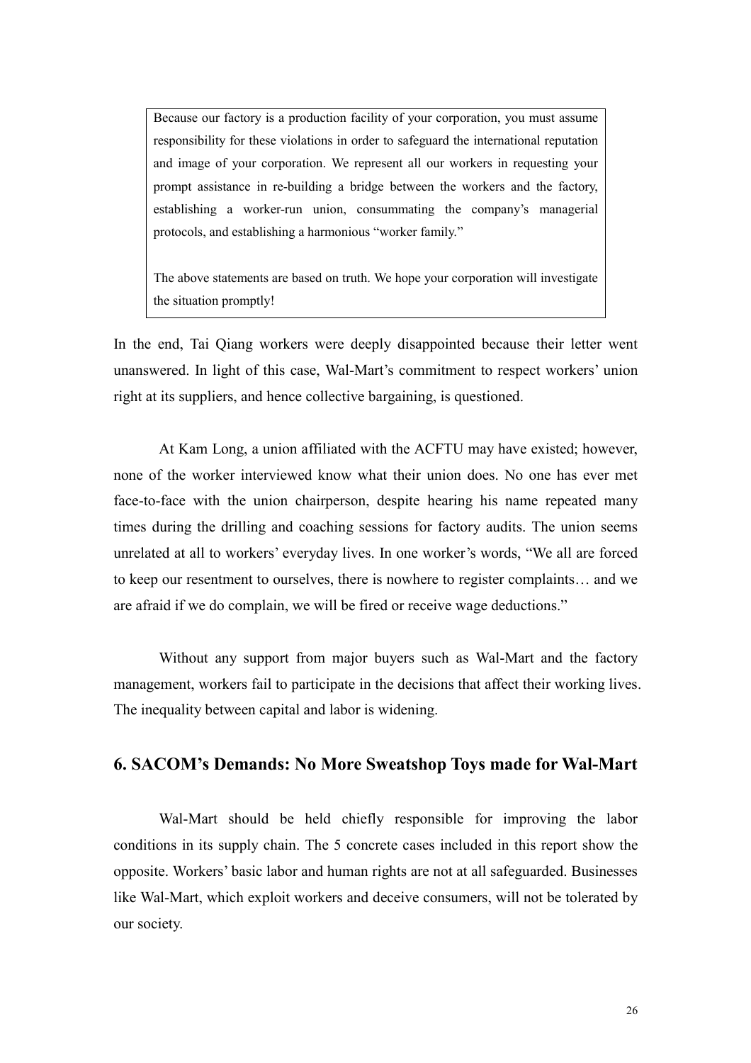> Because our factory is a production facility of your corporation, you must assume responsibility for these violations in order to safeguard the international reputation and image of your corporation. We represent all our workers in requesting your prompt assistance in re-building a bridge between the workers and the factory, establishing a worker-run union, consummating the company's managerial protocols, and establishing a harmonious "worker family."
>
> The above statements are based on truth. We hope your corporation will investigate the situation promptly!

In the end, Tai Qiang workers were deeply disappointed because their letter went unanswered. In light of this case, Wal-Mart's commitment to respect workers' union right at its suppliers, and hence collective bargaining, is questioned.

At Kam Long, a union affiliated with the ACFTU may have existed; however, none of the worker interviewed know what their union does. No one has ever met face-to-face with the union chairperson, despite hearing his name repeated many times during the drilling and coaching sessions for factory audits. The union seems unrelated at all to workers' everyday lives. In one worker's words, "We all are forced to keep our resentment to ourselves, there is nowhere to register complaints… and we are afraid if we do complain, we will be fired or receive wage deductions."

Without any support from major buyers such as Wal-Mart and the factory management, workers fail to participate in the decisions that affect their working lives. The inequality between capital and labor is widening.

## 6. SACOM's Demands: No More Sweatshop Toys made for Wal-Mart

Wal-Mart should be held chiefly responsible for improving the labor conditions in its supply chain. The 5 concrete cases included in this report show the opposite. Workers' basic labor and human rights are not at all safeguarded. Businesses like Wal-Mart, which exploit workers and deceive consumers, will not be tolerated by our society.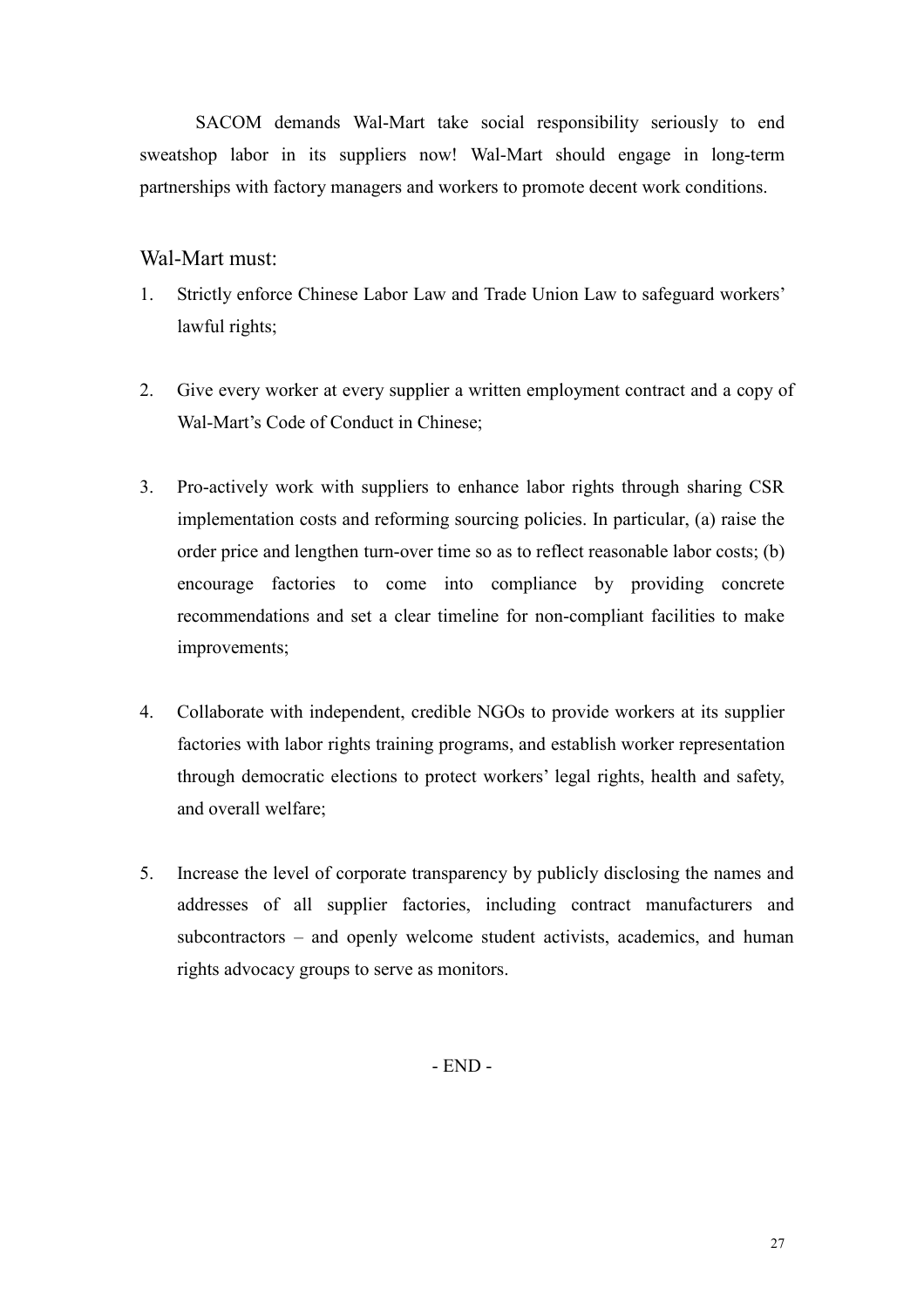SACOM demands Wal-Mart take social responsibility seriously to end sweatshop labor in its suppliers now! Wal-Mart should engage in long-term partnerships with factory managers and workers to promote decent work conditions.

## Wal-Mart must:

1. Strictly enforce Chinese Labor Law and Trade Union Law to safeguard workers' lawful rights;

2. Give every worker at every supplier a written employment contract and a copy of Wal-Mart's Code of Conduct in Chinese;

3. Pro-actively work with suppliers to enhance labor rights through sharing CSR implementation costs and reforming sourcing policies. In particular, (a) raise the order price and lengthen turn-over time so as to reflect reasonable labor costs; (b) encourage factories to come into compliance by providing concrete recommendations and set a clear timeline for non-compliant facilities to make improvements;

4. Collaborate with independent, credible NGOs to provide workers at its supplier factories with labor rights training programs, and establish worker representation through democratic elections to protect workers' legal rights, health and safety, and overall welfare;

5. Increase the level of corporate transparency by publicly disclosing the names and addresses of all supplier factories, including contract manufacturers and subcontractors – and openly welcome student activists, academics, and human rights advocacy groups to serve as monitors.

- END -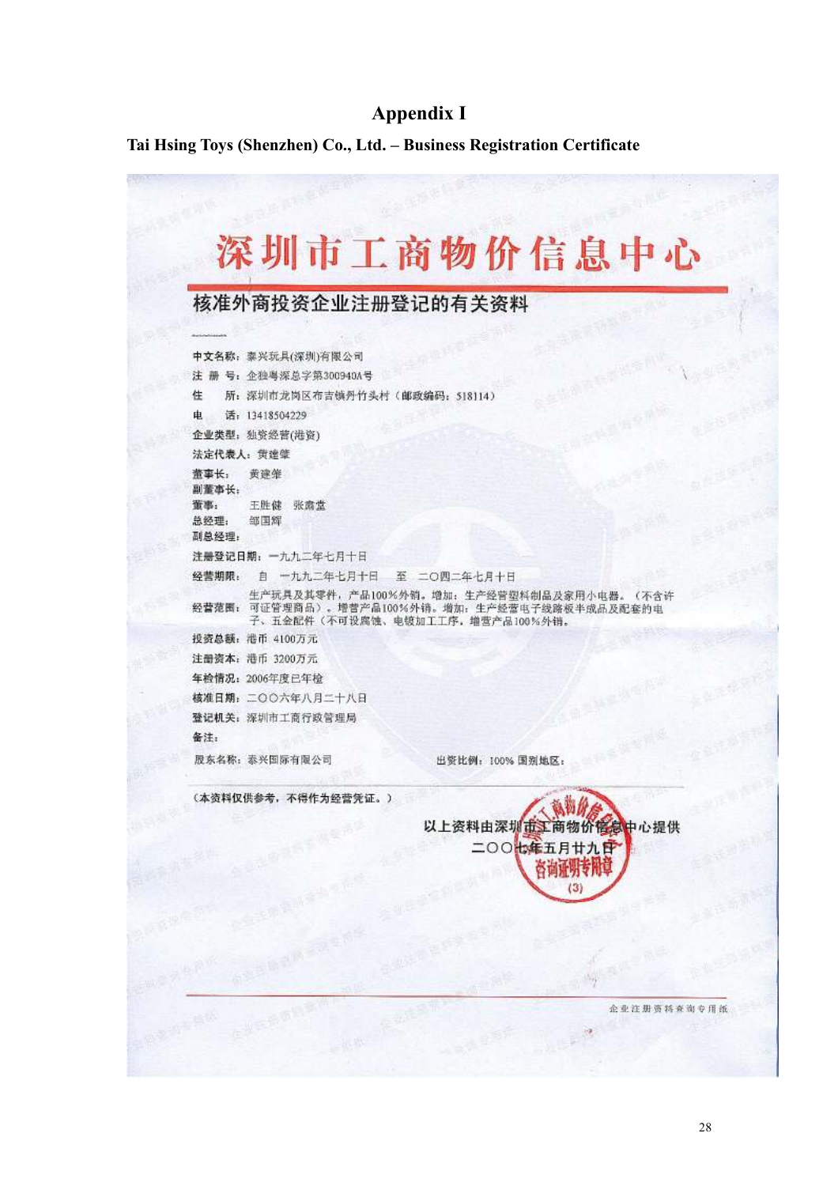# Appendix I

**Tai Hsing Toys (Shenzhen) Co., Ltd. – Business Registration Certificate**

## 深圳市工商物价信息中心

### 核准外商投资企业注册登记的有关资料

中文名称：泰兴玩具(深圳)有限公司

注 册 号：企独粤深总字第300940A号

住　　所：深圳市龙岗区布吉镇丹竹头村（邮政编码：518114）

电　　话：13418504229

企业类型：独资经营(港资)

法定代表人：黄建肇

董事长：　黄建肇

副董事长：

董事：　　王胜健　张嘉堂

总经理：　邹国辉

副总经理：

注册登记日期：一九九二年七月十日

经营期限：　自　一九九二年七月十日　至　二〇四二年七月十日

经营范围：生产玩具及其零件，产品100%外销。增加：生产经营塑料制品及家用小电器。（不含许可证管理商品）。增营产品100%外销。增加：生产经营电子线路板半成品及配套的电子、五金配件（不可设腐蚀、电镀加工工序。增营产品100%外销。

投资总额：港币　4100万元

注册资本：港币　3200万元

年检情况：2006年度已年检

核准日期：二〇〇六年八月二十八日

登记机关：深圳市工商行政管理局

备注：

股东名称：泰兴国际有限公司　　　　出资比例：100%　国别地区：

（本资料仅供参考，不得作为经营凭证。）

以上资料由深圳市工商物价信息中心提供

二〇〇七年五月廿九日

企业注册资料查询专用纸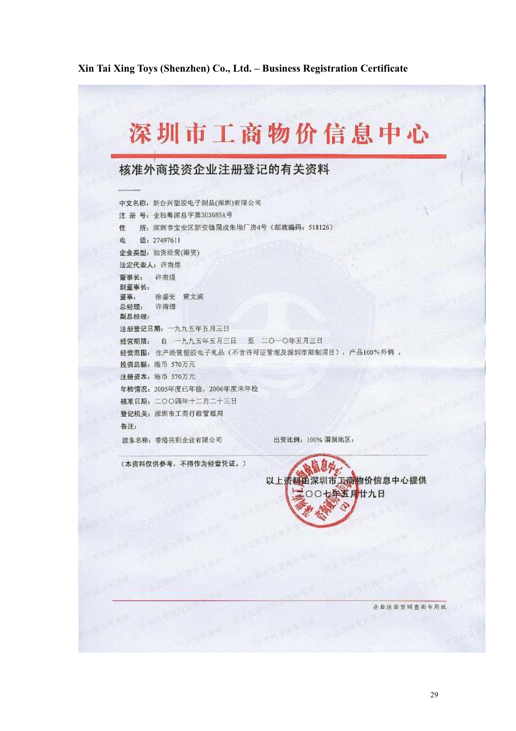**Xin Tai Xing Toys (Shenzhen) Co., Ltd. – Business Registration Certificate**

# 深圳市工商物价信息中心

## 核准外商投资企业注册登记的有关资料

中文名称：新台兴塑胶电子制品(深圳)有限公司

注 册 号：企独粤深总字第303685A号

住　　所：深圳市宝安区新安镇固戍朱坳厂房4号（邮政编码：518126）

电　　话：27497611

企业类型：独资经营(港资)

法定代表人：许南煌

董事长：　许南煌

副董事长：

董事：　徐盛宏　黄文滨

总经理：　许南煌

副总经理：

注册登记日期：一九九五年五月三日

经营期限：　自　一九九五年五月三日　至　二〇一〇年五月三日

经营范围：生产经营塑胶电子礼品（不含许可证管理及深圳市限制项目），产品100%外销 。

投资总额：港币 570万元

注册资本：港币 570万元

年检情况：2005年度已年检，2006年度未年检

核准日期：二〇〇四年十二月二十三日

登记机关：深圳市工商行政管理局

备注：

股东名称：香港英利企业有限公司　　　　出资比例：100%　国别地区：

（本资料仅供参考，不得作为经营凭证。）

以上资料由深圳市工商物价信息中心提供

二〇〇七年五月廿九日

企业注册资料查询专用纸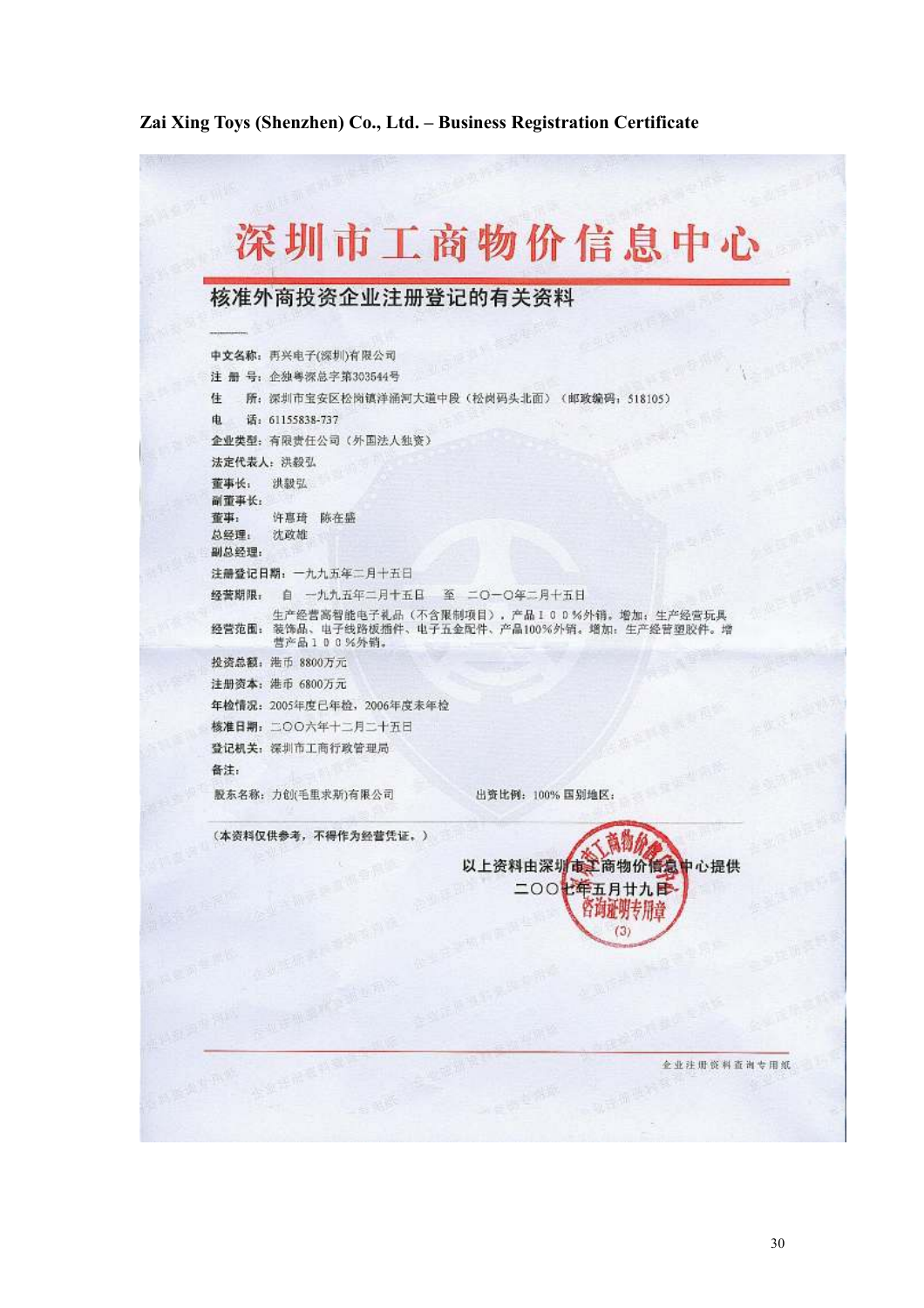**Zai Xing Toys (Shenzhen) Co., Ltd. – Business Registration Certificate**

# 深圳市工商物价信息中心

## 核准外商投资企业注册登记的有关资料

中文名称：再兴电子(深圳)有限公司

注 册 号：企独粤深总字第303544号

住　　所：深圳市宝安区松岗镇洋涌河大道中段（松岗码头北面）（邮政编码：518105）

电　　话：61155838-737

企业类型：有限责任公司（外国法人独资）

法定代表人：洪毅弘

董事长：　洪毅弘

副董事长：

董事：　　许惠琦　陈在盛

总经理：　沈政雄

副总经理：

注册登记日期：一九九五年二月十五日

经营期限：　自　一九九五年二月十五日　至　二O一O年二月十五日

经营范围：生产经营高智能电子礼品（不含限制项目），产品100%外销。增加：生产经营玩具装饰品、电子线路板插件、电子五金配件、产品100%外销。增加：生产经营塑胶件。增营产品100%外销。

投资总额：港币 8800万元

注册资本：港币 6800万元

年检情况：2005年度已年检，2006年度未年检

核准日期：二OO六年十二月二十五日

登记机关：深圳市工商行政管理局

备注：

股东名称：力创(毛里求斯)有限公司　　　出资比例：100%　国别地区：

（本资料仅供参考，不得作为经营凭证。）

以上资料由深圳市工商物价信息中心提供

二OO七年五月廿九日

企业注册资料查询专用纸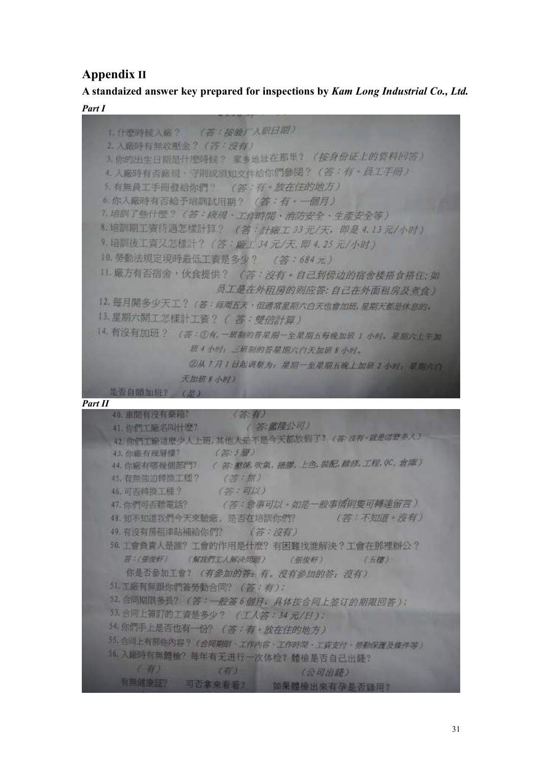## Appendix II

**A standaized answer key prepared for inspections by *Kam Long Industrial Co., Ltd.***

***Part I***

1. 什麼時候入廠？ （答：按驗廠入職日期）
2. 入廠時有無收壓金？（答：沒有）
3. 你的出生日期是什麼時候？ 家乡地址在那里？（按身份证上的資料回答）
4. 入廠時有否廠規、守則或須知文件給你們參閱？（答：有，員工手冊）
5. 有無員工手冊發給你們？ （答：有，放在住的地方）
6. 你入廠時有否給予培訓試用期？ （答：有，一個月）
7. 培訓了些什麼？（答：廠規、工作時間、消防安全、生產安全等）
8. 培訓期工資待遇怎樣計算？ （答：計廠工 33 元/天，即是 4.13 元/小时）
9. 培訓後工資又怎樣計？（答：廠工 34 元/天，即 4.25 元/小时）
10. 勞動法規定現時最低工資是多少？ （答：684 元）
11. 廠方有否宿舍，伙食提供？ （答：沒有，自己到傍边的宿舍樓搭食搭住；如員工是在外租房的则应答：自己在外面租房及煮食）
12. 每月開多少天工？（答：每周五天，但通常星期六白天也會加班，星期天都是休息的。
13. 星期六開工怎樣計工資？（答：雙倍計算）
14. 有沒有加班？ （答：①有，一班制的答星期一至星期五每晚加班 1 小时，星期六上午加班 4 小时；二班制的答星期六白天加班 8 小时。
②从 7 月 1 日起调整为：星期一至星期五晚上加班 2 小时，星期六白天加班 8 小时）

是否自願加班？ （是）

***Part II***

40. 車間有沒有藥箱? （答:有）
41. 你們工廠名叫什麼? （答:鑒隆公司）
42. 你們工廠這麼少人上班，其他人是不是今天都放假了? （答:沒有，就是這麼多人）
43. 你廠有幾層樓? （答:5 層）
44. 你廠有哪幾個部門? （答:壓鑄,吹氣,擠膠,上色,裝配,維修,工程,QC,倉庫）
45. 有無強迫轉換工種? （答：無）
46. 可否轉換工種？ （答：可以）
47. 你們可否聽電話? （答：急事可以，如是一般事情則隻可轉達留言）
48. 知不知道我們今天來驗廠，是否在培訓你們? （答：不知道，沒有）
49. 有沒有房租津貼補給你們? （答：沒有）
50. 工會負責人是誰? 工會的作用是什麼? 有困難找誰解決？工會在那裡辦公？
答：(張俊軒) (幫我們工人解決問題) (張俊軒) (五樓)
你是否參加工會？（有參加的答：有。沒有參加的答：沒有）
51. 工廠有無跟你們簽勞動合同? （答：有）;
52. 合同期限多長? （答：一般簽 6 個月，具体按合同上签订的期限回答）;
53. 合同上簽訂的工資是多少？ （工人答：34 元/日）;
54. 你們手上是否也有一份? （答：有，放在住的地方）
55. 合同上有那些內容？（合同期限、工作內容、工作時間、工資支付、勞動保護及條件等）
56. 入廠時有無體檢? 每年有无进行一次体检? 體檢是否自己出錢?
（有） （有） （公司出錢）
有無健康証? 可否拿來看看? 如果體檢出來有孕是否錄用?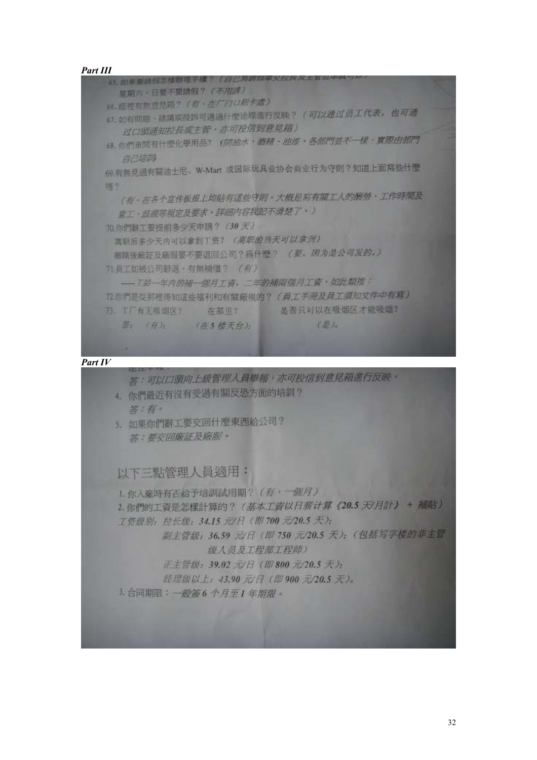***Part III***

65. 如果要請假怎樣辦理手續？（自己寫請假單交拉長及主管批准就可以）

星期六、日要不要請假？（不用請）

66. 廠裡有無意見箱？（有，在厂门口刷卡處）

67. 如有問題，建議或投訴可通過什麼途徑進行反映？（可以通过员工代表，也可通过口頭通知拉長或主管，亦可投信到意見箱）

68. 你們車間有什麼化學用品？（開油水，酒精，油漆。各部門並不一樣，實際由部門自己培訓）

69. 有無見過有關迪士尼、W-Mart 或国际玩具业协会商业行为守則？知道上面寫些什麼嗎？

（有，在各个宣传板报上均貼有這些守則。大概是寫有關工人的酬勞、工作時間及童工，設備等規定及要求。詳細內容我記不清楚了。）

70. 你們辭工要提前多少天申請？（30 天）

离职后多少天内可以拿到工资？（离职的当天可以拿到）

離職後廠証及廠服要不要退回公司？為什麼？（要。因为是公司发的。）

71. 員工如被公司辭退，有無補償？（有）

----工齡一年内的補一個月工資，二年的補兩個月工資，如此類推；

72. 你們是從那裡得知這些福利和有關廠規的？（員工手冊及員工須知文件中有寫）

73. 工厂有无吸烟区？　在那里？　是否只可以在吸烟区才能吸烟？

答：（有）；　（在 5 楼天台）；　（是）。

***Part IV***

答：可以口頭向上級管理人員舉報，亦可投信到意見箱進行反映。

4. 你們最近有沒有受過有關反恐方面的培訓？

答：有。

5. 如果你們辭工要交回什麼東西給公司？

答：要交回廠証及廠服。

## 以下三點管理人員適用：

1. 你入廠時有否給予培訓試用期？（有，一個月）

2. 你們的工資是怎樣計算的？（基本工資以日薪计算《20.5 天/月計》+ 補貼）

工资级别：拉长级：34.15 元/日（即 700 元/20.5 天）；

副主管级：36.59 元/日（即 750 元/20.5 天）；（包括写字楼的非主管级人员及工程部工程師）

正主管级：39.02 元/日（即 800 元/20.5 天）；

经理级以上：43.90 元/日（即 900 元/20.5 天）。

3. 合同期限：一般簽 6 个月至 1 年期限。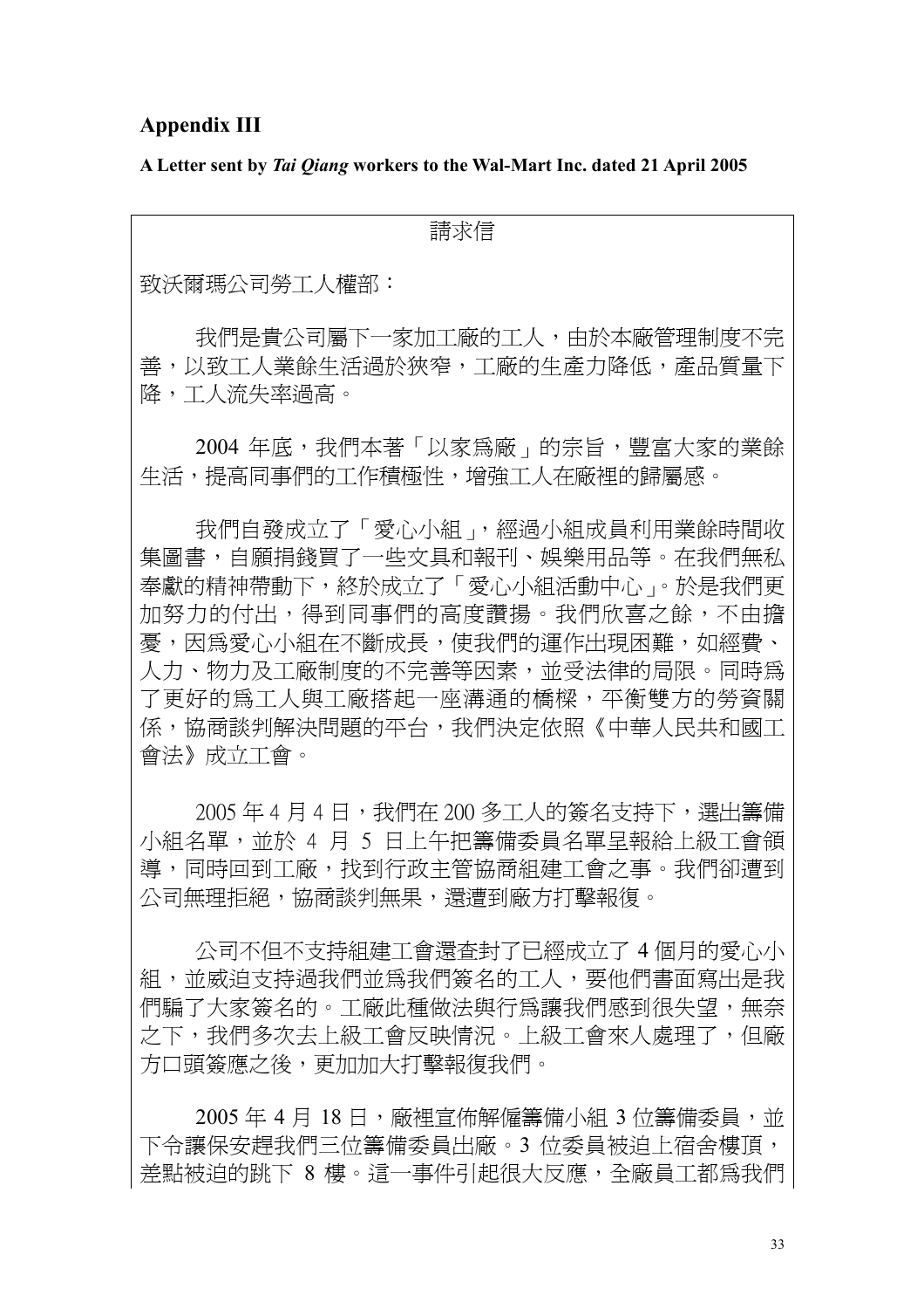## Appendix III

**A Letter sent by *Tai Qiang* workers to the Wal-Mart Inc. dated 21 April 2005**

請求信

致沃爾瑪公司勞工人權部：

我們是貴公司屬下一家加工廠的工人，由於本廠管理制度不完善，以致工人業餘生活過於狹窄，工廠的生產力降低，產品質量下降，工人流失率過高。

2004 年底，我們本著「以家爲廠」的宗旨，豐富大家的業餘生活，提高同事們的工作積極性，增強工人在廠裡的歸屬感。

我們自發成立了「愛心小組」，經過小組成員利用業餘時間收集圖書，自願捐錢買了一些文具和報刊、娛樂用品等。在我們無私奉獻的精神帶動下，終於成立了「愛心小組活動中心」。於是我們更加努力的付出，得到同事們的高度讚揚。我們欣喜之餘，不由擔憂，因爲愛心小組在不斷成長，使我們的運作出現困難，如經費、人力、物力及工廠制度的不完善等因素，並受法律的局限。同時爲了更好的爲工人與工廠搭起一座溝通的橋樑，平衡雙方的勞資關係，協商談判解決問題的平台，我們決定依照《中華人民共和國工會法》成立工會。

2005 年 4 月 4 日，我們在 200 多工人的簽名支持下，選出籌備小組名單，並於 4 月 5 日上午把籌備委員名單呈報給上級工會領導，同時回到工廠，找到行政主管協商組建工會之事。我們卻遭到公司無理拒絕，協商談判無果，還遭到廠方打擊報復。

公司不但不支持組建工會還查封了已經成立了 4 個月的愛心小組，並威迫支持過我們並爲我們簽名的工人，要他們書面寫出是我們騙了大家簽名的。工廠此種做法與行爲讓我們感到很失望，無奈之下，我們多次去上級工會反映情況。上級工會來人處理了，但廠方口頭簽應之後，更加加大打擊報復我們。

2005 年 4 月 18 日，廠裡宣佈解僱籌備小組 3 位籌備委員，並下令讓保安趕我們三位籌備委員出廠。3 位委員被迫上宿舍樓頂，差點被迫的跳下 8 樓。這一事件引起很大反應，全廠員工都爲我們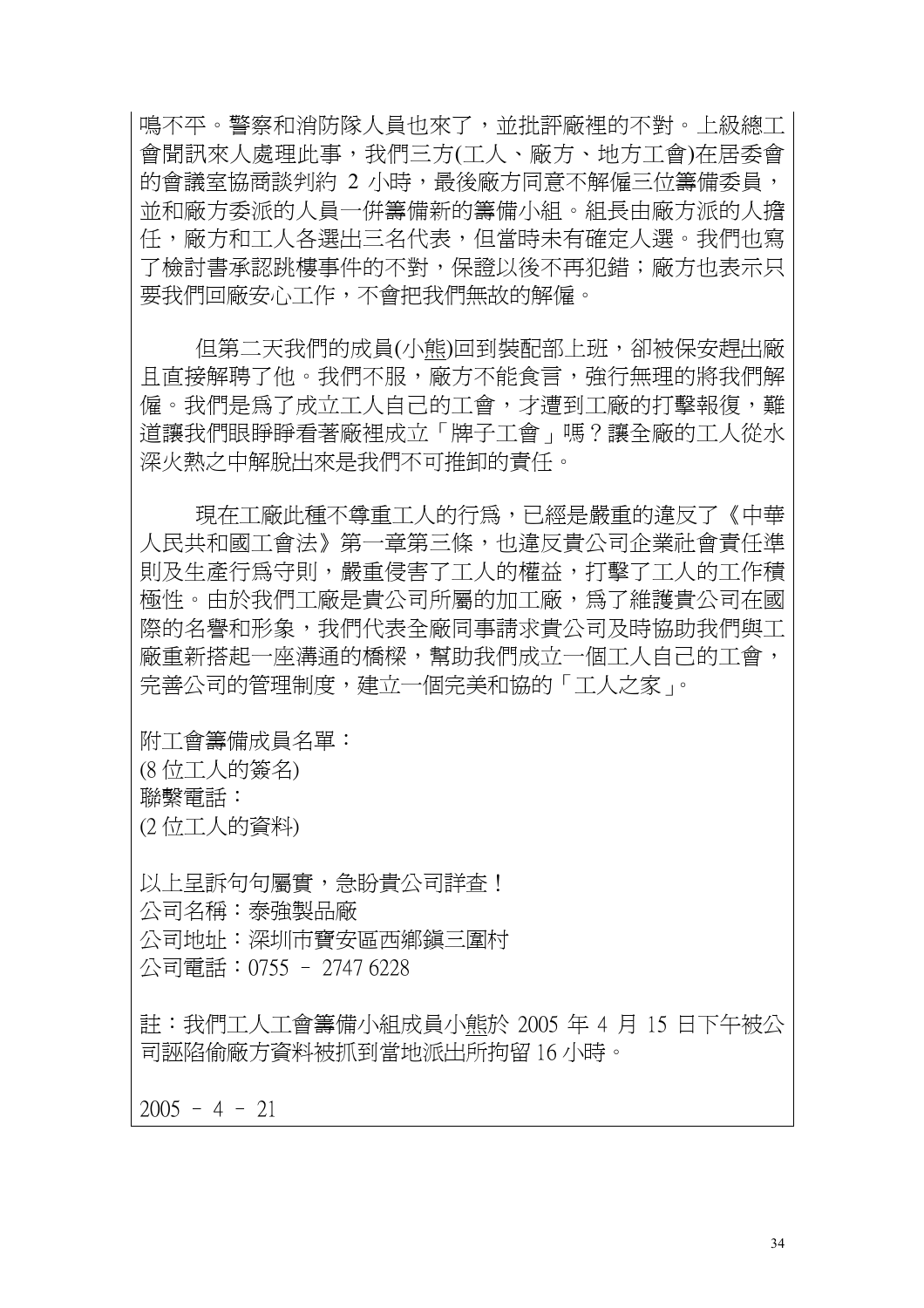鳴不平。警察和消防隊人員也來了，並批評廠裡的不對。上級總工會聞訊來人處理此事，我們三方(工人、廠方、地方工會)在居委會的會議室協商談判約 2 小時，最後廠方同意不解僱三位籌備委員，並和廠方委派的人員一併籌備新的籌備小組。組長由廠方派的人擔任，廠方和工人各選出三名代表，但當時未有確定人選。我們也寫了檢討書承認跳樓事件的不對，保證以後不再犯錯；廠方也表示只要我們回廠安心工作，不會把我們無故的解僱。

但第二天我們的成員(小熊)回到裝配部上班，卻被保安趕出廠且直接解聘了他。我們不服，廠方不能食言，強行無理的將我們解僱。我們是爲了成立工人自己的工會，才遭到工廠的打擊報復，難道讓我們眼睜睜看著廠裡成立「牌子工會」嗎？讓全廠的工人從水深火熱之中解脫出來是我們不可推卸的責任。

現在工廠此種不尊重工人的行爲，已經是嚴重的違反了《中華人民共和國工會法》第一章第三條，也違反貴公司企業社會責任準則及生產行爲守則，嚴重侵害了工人的權益，打擊了工人的工作積極性。由於我們工廠是貴公司所屬的加工廠，爲了維護貴公司在國際的名譽和形象，我們代表全廠同事請求貴公司及時協助我們與工廠重新搭起一座溝通的橋樑，幫助我們成立一個工人自己的工會，完善公司的管理制度，建立一個完美和協的「工人之家」。

附工會籌備成員名單：
(8 位工人的簽名)
聯繫電話：
(2 位工人的資料)

以上呈訴句句屬實，急盼貴公司詳查！
公司名稱：泰強製品廠
公司地址：深圳市寶安區西鄉鎮三圍村
公司電話：0755 – 2747 6228

註：我們工人工會籌備小組成員小熊於 2005 年 4 月 15 日下午被公司誣陷偷廠方資料被抓到當地派出所拘留 16 小時。

2005 – 4 – 21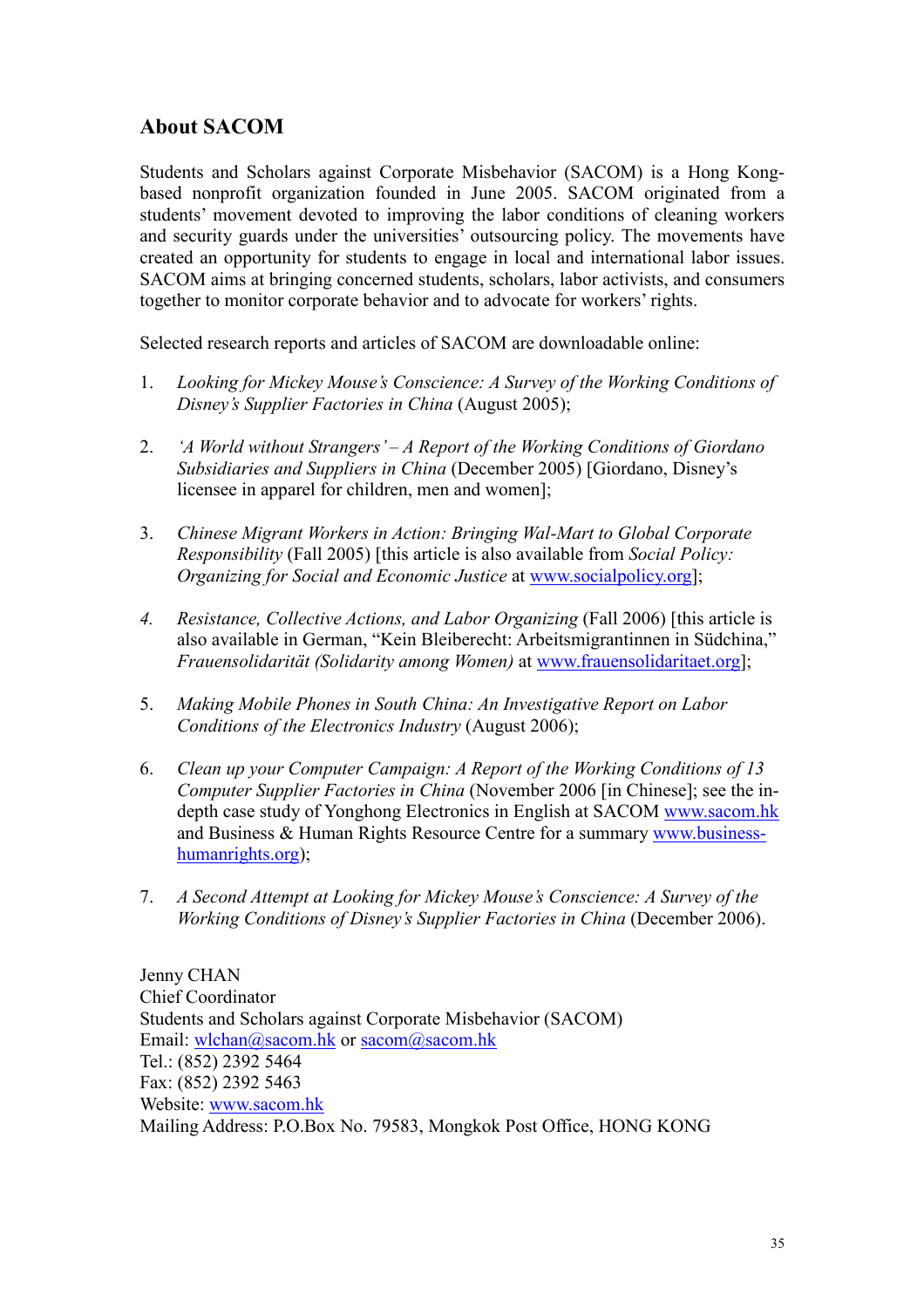## About SACOM

Students and Scholars against Corporate Misbehavior (SACOM) is a Hong Kong-based nonprofit organization founded in June 2005. SACOM originated from a students' movement devoted to improving the labor conditions of cleaning workers and security guards under the universities' outsourcing policy. The movements have created an opportunity for students to engage in local and international labor issues. SACOM aims at bringing concerned students, scholars, labor activists, and consumers together to monitor corporate behavior and to advocate for workers' rights.

Selected research reports and articles of SACOM are downloadable online:

1. *Looking for Mickey Mouse's Conscience: A Survey of the Working Conditions of Disney's Supplier Factories in China* (August 2005);
2. *'A World without Strangers' – A Report of the Working Conditions of Giordano Subsidiaries and Suppliers in China* (December 2005) [Giordano, Disney's licensee in apparel for children, men and women];
3. *Chinese Migrant Workers in Action: Bringing Wal-Mart to Global Corporate Responsibility* (Fall 2005) [this article is also available from *Social Policy: Organizing for Social and Economic Justice* at www.socialpolicy.org];
4. *Resistance, Collective Actions, and Labor Organizing* (Fall 2006) [this article is also available in German, "Kein Bleiberecht: Arbeitsmigrantinnen in Südchina," *Frauensolidarität (Solidarity among Women)* at www.frauensolidaritaet.org];
5. *Making Mobile Phones in South China: An Investigative Report on Labor Conditions of the Electronics Industry* (August 2006);
6. *Clean up your Computer Campaign: A Report of the Working Conditions of 13 Computer Supplier Factories in China* (November 2006 [in Chinese]; see the in-depth case study of Yonghong Electronics in English at SACOM www.sacom.hk and Business & Human Rights Resource Centre for a summary www.business-humanrights.org);
7. *A Second Attempt at Looking for Mickey Mouse's Conscience: A Survey of the Working Conditions of Disney's Supplier Factories in China* (December 2006).

Jenny CHAN
Chief Coordinator
Students and Scholars against Corporate Misbehavior (SACOM)
Email: wlchan@sacom.hk or sacom@sacom.hk
Tel.: (852) 2392 5464
Fax: (852) 2392 5463
Website: www.sacom.hk
Mailing Address: P.O.Box No. 79583, Mongkok Post Office, HONG KONG